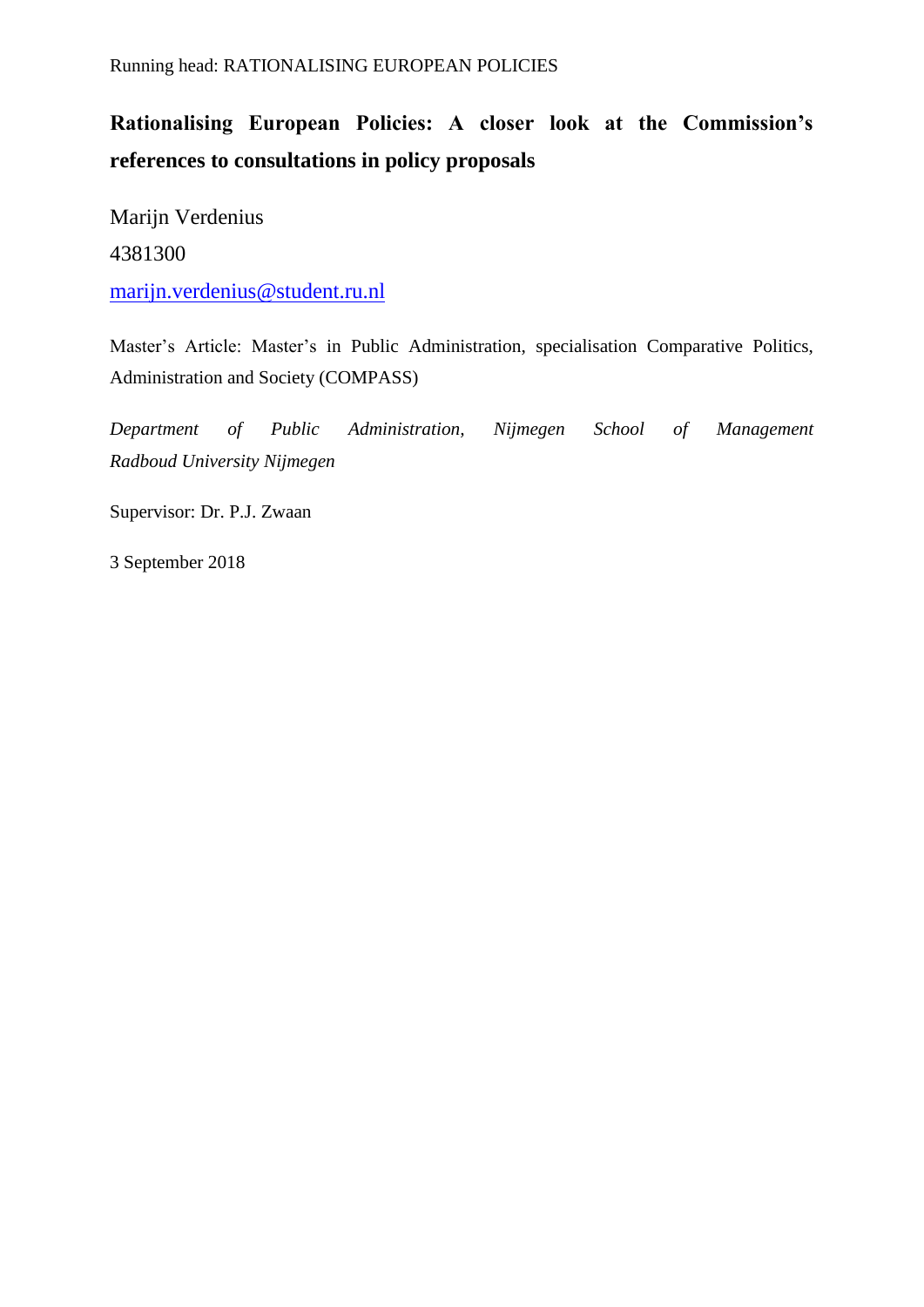Running head: RATIONALISING EUROPEAN POLICIES

# Rationalising European Policies: A closer look at the Commission's references to consultations in policy proposals

Marijn Verdenius

4381300

marijn.verdenius@student.ru.nl

Master's Article: Master's in Public Administration, specialisation Comparative Politics, Administration and Society (COMPASS)

*Department of Public Administration, Nijmegen School of Management Radboud University Nijmegen*

Supervisor: Dr. P.J. Zwaan

3 September 2018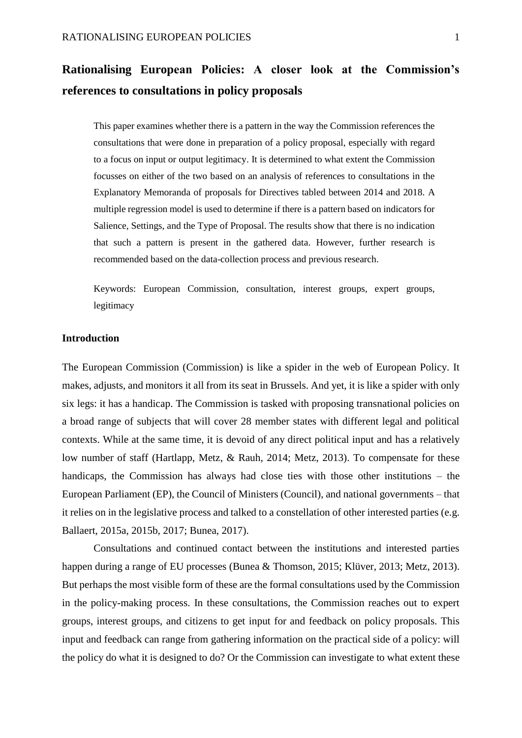# Rationalising European Policies: A closer look at the Commission's references to consultations in policy proposals

> This paper examines whether there is a pattern in the way the Commission references the consultations that were done in preparation of a policy proposal, especially with regard to a focus on input or output legitimacy. It is determined to what extent the Commission focusses on either of the two based on an analysis of references to consultations in the Explanatory Memoranda of proposals for Directives tabled between 2014 and 2018. A multiple regression model is used to determine if there is a pattern based on indicators for Salience, Settings, and the Type of Proposal. The results show that there is no indication that such a pattern is present in the gathered data. However, further research is recommended based on the data-collection process and previous research.
>
> Keywords: European Commission, consultation, interest groups, expert groups, legitimacy

## Introduction

The European Commission (Commission) is like a spider in the web of European Policy. It makes, adjusts, and monitors it all from its seat in Brussels. And yet, it is like a spider with only six legs: it has a handicap. The Commission is tasked with proposing transnational policies on a broad range of subjects that will cover 28 member states with different legal and political contexts. While at the same time, it is devoid of any direct political input and has a relatively low number of staff (Hartlapp, Metz, & Rauh, 2014; Metz, 2013). To compensate for these handicaps, the Commission has always had close ties with those other institutions – the European Parliament (EP), the Council of Ministers (Council), and national governments – that it relies on in the legislative process and talked to a constellation of other interested parties (e.g. Ballaert, 2015a, 2015b, 2017; Bunea, 2017).

Consultations and continued contact between the institutions and interested parties happen during a range of EU processes (Bunea & Thomson, 2015; Klüver, 2013; Metz, 2013). But perhaps the most visible form of these are the formal consultations used by the Commission in the policy-making process. In these consultations, the Commission reaches out to expert groups, interest groups, and citizens to get input for and feedback on policy proposals. This input and feedback can range from gathering information on the practical side of a policy: will the policy do what it is designed to do? Or the Commission can investigate to what extent these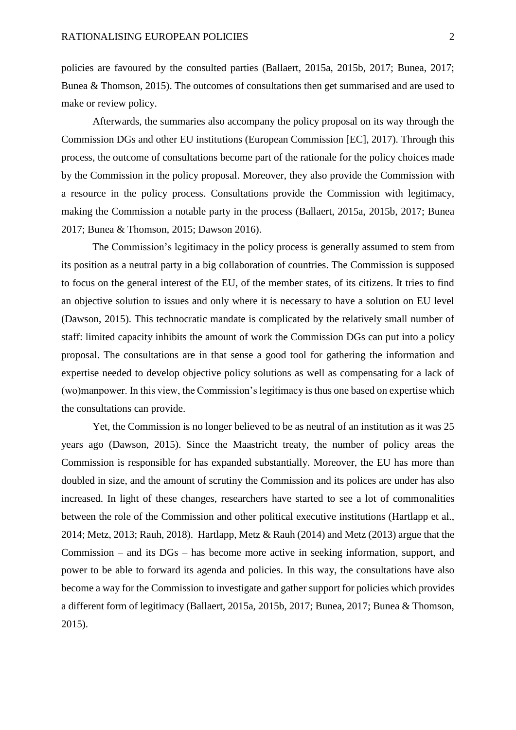policies are favoured by the consulted parties (Ballaert, 2015a, 2015b, 2017; Bunea, 2017; Bunea & Thomson, 2015). The outcomes of consultations then get summarised and are used to make or review policy.

Afterwards, the summaries also accompany the policy proposal on its way through the Commission DGs and other EU institutions (European Commission [EC], 2017). Through this process, the outcome of consultations become part of the rationale for the policy choices made by the Commission in the policy proposal. Moreover, they also provide the Commission with a resource in the policy process. Consultations provide the Commission with legitimacy, making the Commission a notable party in the process (Ballaert, 2015a, 2015b, 2017; Bunea 2017; Bunea & Thomson, 2015; Dawson 2016).

The Commission's legitimacy in the policy process is generally assumed to stem from its position as a neutral party in a big collaboration of countries. The Commission is supposed to focus on the general interest of the EU, of the member states, of its citizens. It tries to find an objective solution to issues and only where it is necessary to have a solution on EU level (Dawson, 2015). This technocratic mandate is complicated by the relatively small number of staff: limited capacity inhibits the amount of work the Commission DGs can put into a policy proposal. The consultations are in that sense a good tool for gathering the information and expertise needed to develop objective policy solutions as well as compensating for a lack of (wo)manpower. In this view, the Commission's legitimacy is thus one based on expertise which the consultations can provide.

Yet, the Commission is no longer believed to be as neutral of an institution as it was 25 years ago (Dawson, 2015). Since the Maastricht treaty, the number of policy areas the Commission is responsible for has expanded substantially. Moreover, the EU has more than doubled in size, and the amount of scrutiny the Commission and its polices are under has also increased. In light of these changes, researchers have started to see a lot of commonalities between the role of the Commission and other political executive institutions (Hartlapp et al., 2014; Metz, 2013; Rauh, 2018). Hartlapp, Metz & Rauh (2014) and Metz (2013) argue that the Commission – and its DGs – has become more active in seeking information, support, and power to be able to forward its agenda and policies. In this way, the consultations have also become a way for the Commission to investigate and gather support for policies which provides a different form of legitimacy (Ballaert, 2015a, 2015b, 2017; Bunea, 2017; Bunea & Thomson, 2015).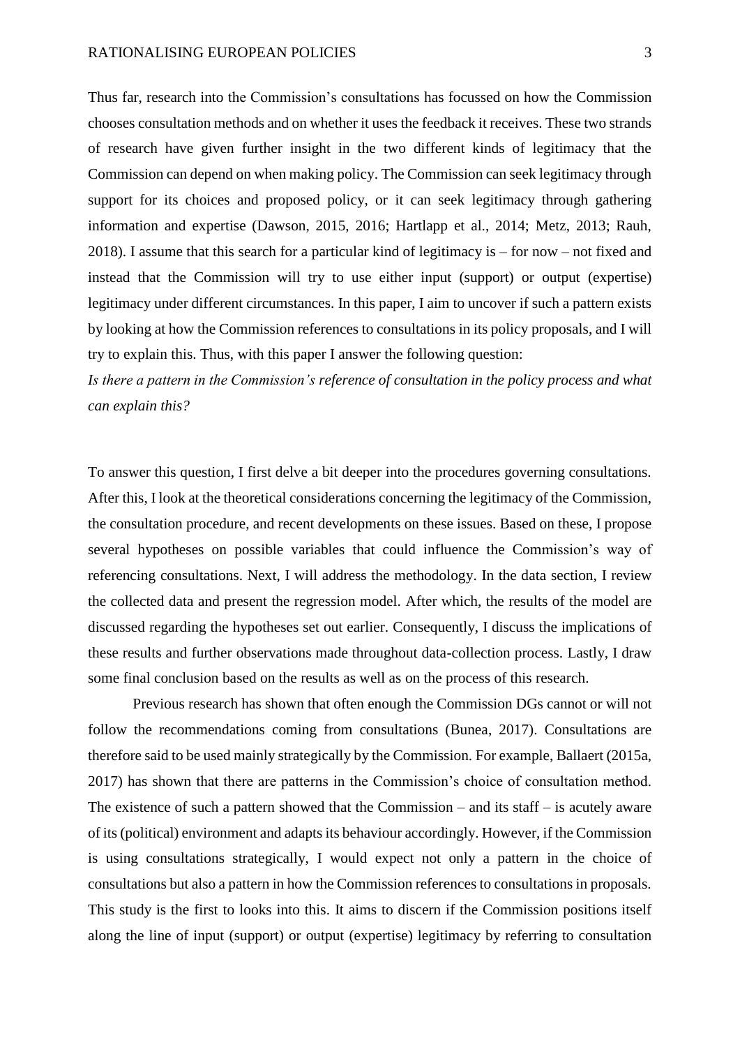Thus far, research into the Commission's consultations has focussed on how the Commission chooses consultation methods and on whether it uses the feedback it receives. These two strands of research have given further insight in the two different kinds of legitimacy that the Commission can depend on when making policy. The Commission can seek legitimacy through support for its choices and proposed policy, or it can seek legitimacy through gathering information and expertise (Dawson, 2015, 2016; Hartlapp et al., 2014; Metz, 2013; Rauh, 2018). I assume that this search for a particular kind of legitimacy is – for now – not fixed and instead that the Commission will try to use either input (support) or output (expertise) legitimacy under different circumstances. In this paper, I aim to uncover if such a pattern exists by looking at how the Commission references to consultations in its policy proposals, and I will try to explain this. Thus, with this paper I answer the following question:

*Is there a pattern in the Commission's reference of consultation in the policy process and what can explain this?*

To answer this question, I first delve a bit deeper into the procedures governing consultations. After this, I look at the theoretical considerations concerning the legitimacy of the Commission, the consultation procedure, and recent developments on these issues. Based on these, I propose several hypotheses on possible variables that could influence the Commission's way of referencing consultations. Next, I will address the methodology. In the data section, I review the collected data and present the regression model. After which, the results of the model are discussed regarding the hypotheses set out earlier. Consequently, I discuss the implications of these results and further observations made throughout data-collection process. Lastly, I draw some final conclusion based on the results as well as on the process of this research.

Previous research has shown that often enough the Commission DGs cannot or will not follow the recommendations coming from consultations (Bunea, 2017). Consultations are therefore said to be used mainly strategically by the Commission. For example, Ballaert (2015a, 2017) has shown that there are patterns in the Commission's choice of consultation method. The existence of such a pattern showed that the Commission – and its staff – is acutely aware of its (political) environment and adapts its behaviour accordingly. However, if the Commission is using consultations strategically, I would expect not only a pattern in the choice of consultations but also a pattern in how the Commission references to consultations in proposals. This study is the first to looks into this. It aims to discern if the Commission positions itself along the line of input (support) or output (expertise) legitimacy by referring to consultation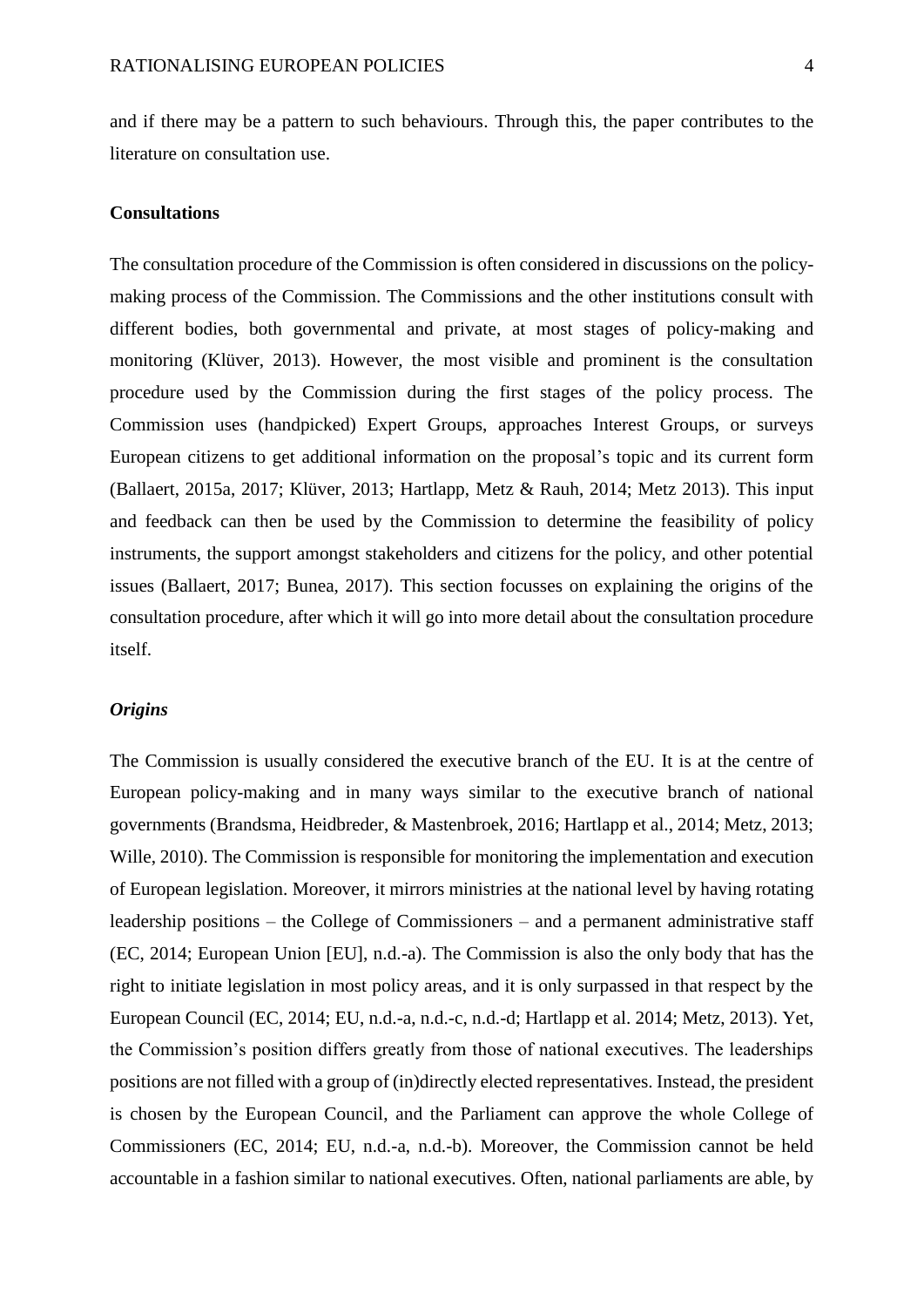and if there may be a pattern to such behaviours. Through this, the paper contributes to the literature on consultation use.

## Consultations

The consultation procedure of the Commission is often considered in discussions on the policy-making process of the Commission. The Commissions and the other institutions consult with different bodies, both governmental and private, at most stages of policy-making and monitoring (Klüver, 2013). However, the most visible and prominent is the consultation procedure used by the Commission during the first stages of the policy process. The Commission uses (handpicked) Expert Groups, approaches Interest Groups, or surveys European citizens to get additional information on the proposal's topic and its current form (Ballaert, 2015a, 2017; Klüver, 2013; Hartlapp, Metz & Rauh, 2014; Metz 2013). This input and feedback can then be used by the Commission to determine the feasibility of policy instruments, the support amongst stakeholders and citizens for the policy, and other potential issues (Ballaert, 2017; Bunea, 2017). This section focusses on explaining the origins of the consultation procedure, after which it will go into more detail about the consultation procedure itself.

### *Origins*

The Commission is usually considered the executive branch of the EU. It is at the centre of European policy-making and in many ways similar to the executive branch of national governments (Brandsma, Heidbreder, & Mastenbroek, 2016; Hartlapp et al., 2014; Metz, 2013; Wille, 2010). The Commission is responsible for monitoring the implementation and execution of European legislation. Moreover, it mirrors ministries at the national level by having rotating leadership positions – the College of Commissioners – and a permanent administrative staff (EC, 2014; European Union [EU], n.d.-a). The Commission is also the only body that has the right to initiate legislation in most policy areas, and it is only surpassed in that respect by the European Council (EC, 2014; EU, n.d.-a, n.d.-c, n.d.-d; Hartlapp et al. 2014; Metz, 2013). Yet, the Commission's position differs greatly from those of national executives. The leaderships positions are not filled with a group of (in)directly elected representatives. Instead, the president is chosen by the European Council, and the Parliament can approve the whole College of Commissioners (EC, 2014; EU, n.d.-a, n.d.-b). Moreover, the Commission cannot be held accountable in a fashion similar to national executives. Often, national parliaments are able, by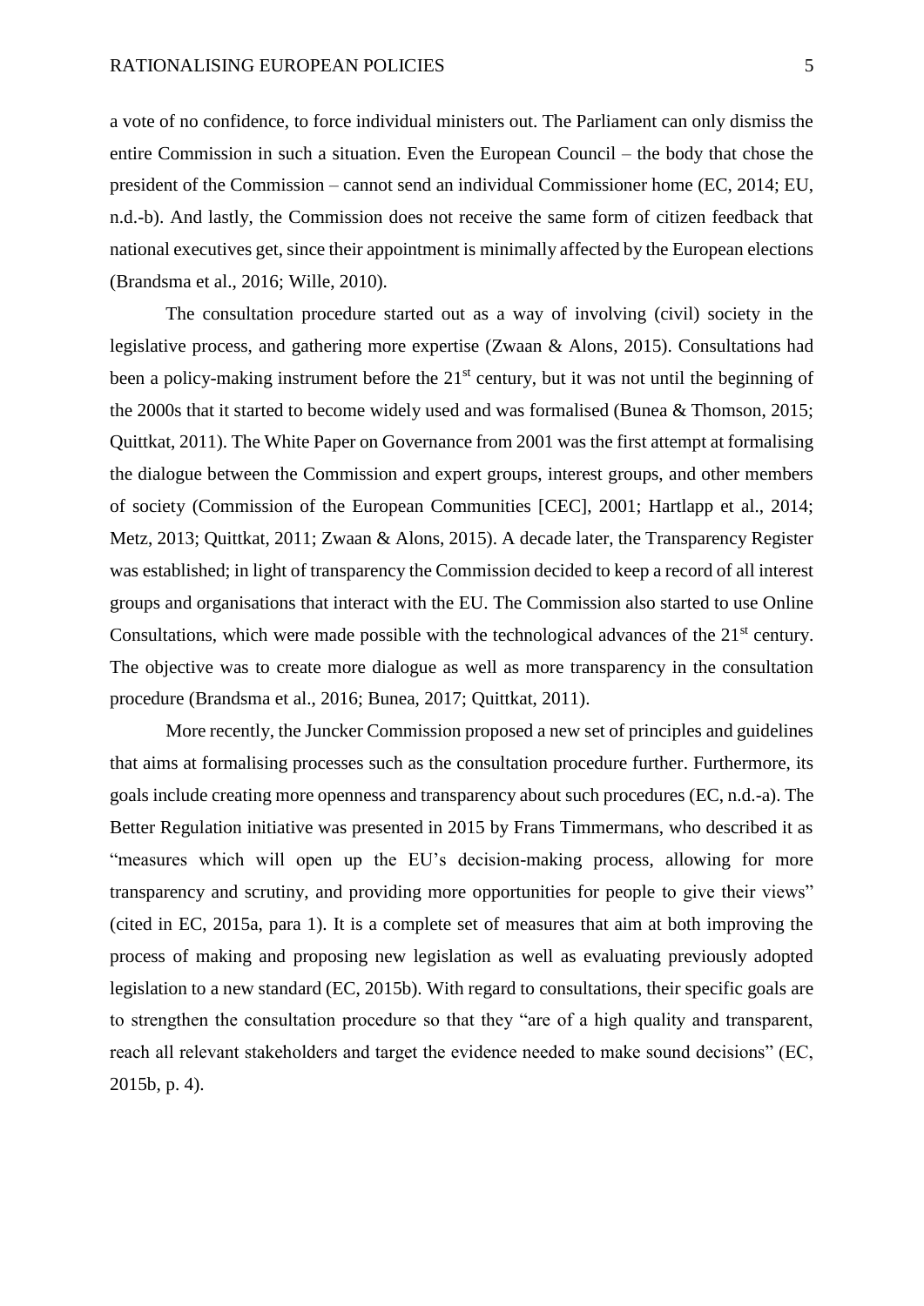a vote of no confidence, to force individual ministers out. The Parliament can only dismiss the entire Commission in such a situation. Even the European Council – the body that chose the president of the Commission – cannot send an individual Commissioner home (EC, 2014; EU, n.d.-b). And lastly, the Commission does not receive the same form of citizen feedback that national executives get, since their appointment is minimally affected by the European elections (Brandsma et al., 2016; Wille, 2010).

The consultation procedure started out as a way of involving (civil) society in the legislative process, and gathering more expertise (Zwaan & Alons, 2015). Consultations had been a policy-making instrument before the 21st century, but it was not until the beginning of the 2000s that it started to become widely used and was formalised (Bunea & Thomson, 2015; Quittkat, 2011). The White Paper on Governance from 2001 was the first attempt at formalising the dialogue between the Commission and expert groups, interest groups, and other members of society (Commission of the European Communities [CEC], 2001; Hartlapp et al., 2014; Metz, 2013; Quittkat, 2011; Zwaan & Alons, 2015). A decade later, the Transparency Register was established; in light of transparency the Commission decided to keep a record of all interest groups and organisations that interact with the EU. The Commission also started to use Online Consultations, which were made possible with the technological advances of the 21st century. The objective was to create more dialogue as well as more transparency in the consultation procedure (Brandsma et al., 2016; Bunea, 2017; Quittkat, 2011).

More recently, the Juncker Commission proposed a new set of principles and guidelines that aims at formalising processes such as the consultation procedure further. Furthermore, its goals include creating more openness and transparency about such procedures (EC, n.d.-a). The Better Regulation initiative was presented in 2015 by Frans Timmermans, who described it as "measures which will open up the EU's decision-making process, allowing for more transparency and scrutiny, and providing more opportunities for people to give their views" (cited in EC, 2015a, para 1). It is a complete set of measures that aim at both improving the process of making and proposing new legislation as well as evaluating previously adopted legislation to a new standard (EC, 2015b). With regard to consultations, their specific goals are to strengthen the consultation procedure so that they "are of a high quality and transparent, reach all relevant stakeholders and target the evidence needed to make sound decisions" (EC, 2015b, p. 4).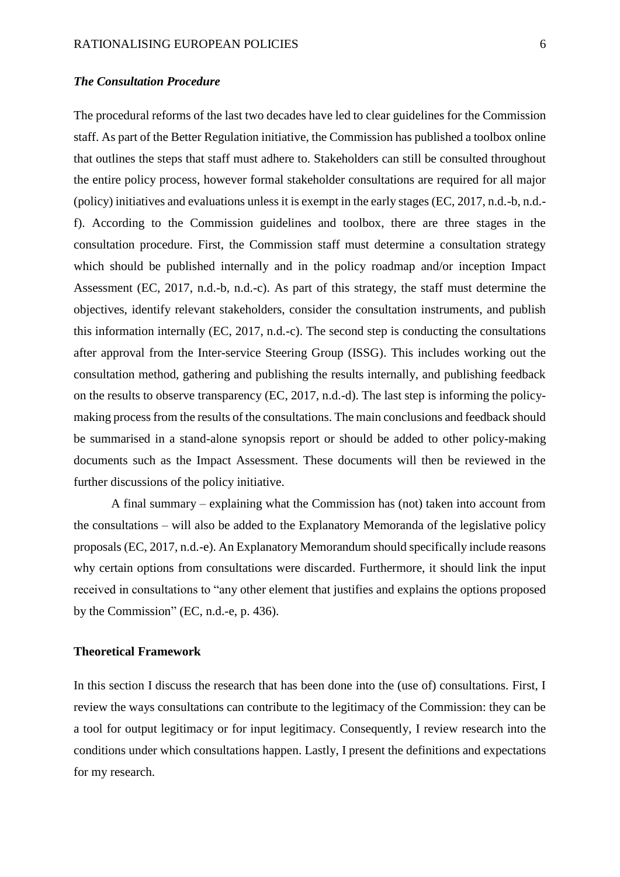### *The Consultation Procedure*

The procedural reforms of the last two decades have led to clear guidelines for the Commission staff. As part of the Better Regulation initiative, the Commission has published a toolbox online that outlines the steps that staff must adhere to. Stakeholders can still be consulted throughout the entire policy process, however formal stakeholder consultations are required for all major (policy) initiatives and evaluations unless it is exempt in the early stages (EC, 2017, n.d.-b, n.d.-f). According to the Commission guidelines and toolbox, there are three stages in the consultation procedure. First, the Commission staff must determine a consultation strategy which should be published internally and in the policy roadmap and/or inception Impact Assessment (EC, 2017, n.d.-b, n.d.-c). As part of this strategy, the staff must determine the objectives, identify relevant stakeholders, consider the consultation instruments, and publish this information internally (EC, 2017, n.d.-c). The second step is conducting the consultations after approval from the Inter-service Steering Group (ISSG). This includes working out the consultation method, gathering and publishing the results internally, and publishing feedback on the results to observe transparency (EC, 2017, n.d.-d). The last step is informing the policy-making process from the results of the consultations. The main conclusions and feedback should be summarised in a stand-alone synopsis report or should be added to other policy-making documents such as the Impact Assessment. These documents will then be reviewed in the further discussions of the policy initiative.

A final summary – explaining what the Commission has (not) taken into account from the consultations – will also be added to the Explanatory Memoranda of the legislative policy proposals (EC, 2017, n.d.-e). An Explanatory Memorandum should specifically include reasons why certain options from consultations were discarded. Furthermore, it should link the input received in consultations to "any other element that justifies and explains the options proposed by the Commission" (EC, n.d.-e, p. 436).

## Theoretical Framework

In this section I discuss the research that has been done into the (use of) consultations. First, I review the ways consultations can contribute to the legitimacy of the Commission: they can be a tool for output legitimacy or for input legitimacy. Consequently, I review research into the conditions under which consultations happen. Lastly, I present the definitions and expectations for my research.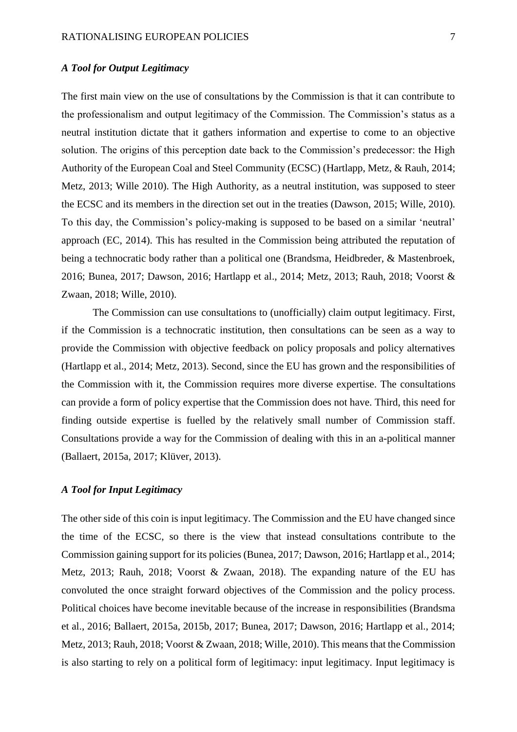### *A Tool for Output Legitimacy*

The first main view on the use of consultations by the Commission is that it can contribute to the professionalism and output legitimacy of the Commission. The Commission's status as a neutral institution dictate that it gathers information and expertise to come to an objective solution. The origins of this perception date back to the Commission's predecessor: the High Authority of the European Coal and Steel Community (ECSC) (Hartlapp, Metz, & Rauh, 2014; Metz, 2013; Wille 2010). The High Authority, as a neutral institution, was supposed to steer the ECSC and its members in the direction set out in the treaties (Dawson, 2015; Wille, 2010). To this day, the Commission's policy-making is supposed to be based on a similar 'neutral' approach (EC, 2014). This has resulted in the Commission being attributed the reputation of being a technocratic body rather than a political one (Brandsma, Heidbreder, & Mastenbroek, 2016; Bunea, 2017; Dawson, 2016; Hartlapp et al., 2014; Metz, 2013; Rauh, 2018; Voorst & Zwaan, 2018; Wille, 2010).

The Commission can use consultations to (unofficially) claim output legitimacy. First, if the Commission is a technocratic institution, then consultations can be seen as a way to provide the Commission with objective feedback on policy proposals and policy alternatives (Hartlapp et al., 2014; Metz, 2013). Second, since the EU has grown and the responsibilities of the Commission with it, the Commission requires more diverse expertise. The consultations can provide a form of policy expertise that the Commission does not have. Third, this need for finding outside expertise is fuelled by the relatively small number of Commission staff. Consultations provide a way for the Commission of dealing with this in an a-political manner (Ballaert, 2015a, 2017; Klüver, 2013).

### *A Tool for Input Legitimacy*

The other side of this coin is input legitimacy. The Commission and the EU have changed since the time of the ECSC, so there is the view that instead consultations contribute to the Commission gaining support for its policies (Bunea, 2017; Dawson, 2016; Hartlapp et al., 2014; Metz, 2013; Rauh, 2018; Voorst & Zwaan, 2018). The expanding nature of the EU has convoluted the once straight forward objectives of the Commission and the policy process. Political choices have become inevitable because of the increase in responsibilities (Brandsma et al., 2016; Ballaert, 2015a, 2015b, 2017; Bunea, 2017; Dawson, 2016; Hartlapp et al., 2014; Metz, 2013; Rauh, 2018; Voorst & Zwaan, 2018; Wille, 2010). This means that the Commission is also starting to rely on a political form of legitimacy: input legitimacy. Input legitimacy is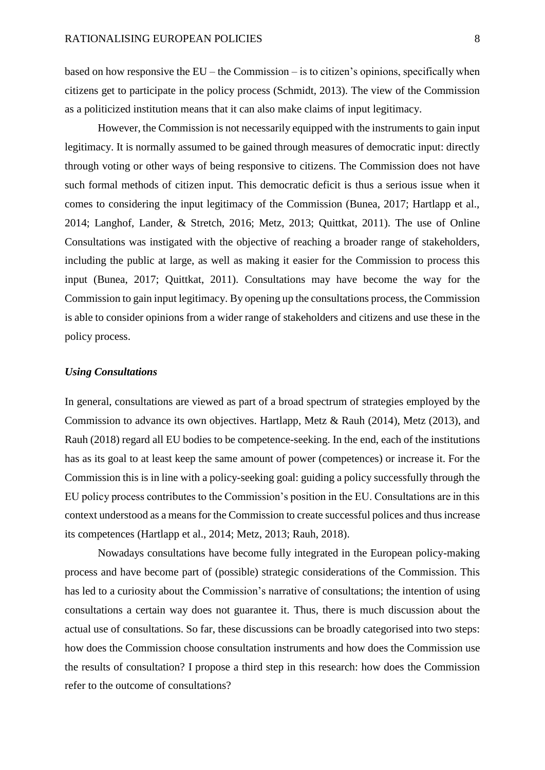based on how responsive the EU – the Commission – is to citizen's opinions, specifically when citizens get to participate in the policy process (Schmidt, 2013). The view of the Commission as a politicized institution means that it can also make claims of input legitimacy.

However, the Commission is not necessarily equipped with the instruments to gain input legitimacy. It is normally assumed to be gained through measures of democratic input: directly through voting or other ways of being responsive to citizens. The Commission does not have such formal methods of citizen input. This democratic deficit is thus a serious issue when it comes to considering the input legitimacy of the Commission (Bunea, 2017; Hartlapp et al., 2014; Langhof, Lander, & Stretch, 2016; Metz, 2013; Quittkat, 2011). The use of Online Consultations was instigated with the objective of reaching a broader range of stakeholders, including the public at large, as well as making it easier for the Commission to process this input (Bunea, 2017; Quittkat, 2011). Consultations may have become the way for the Commission to gain input legitimacy. By opening up the consultations process, the Commission is able to consider opinions from a wider range of stakeholders and citizens and use these in the policy process.

### *Using Consultations*

In general, consultations are viewed as part of a broad spectrum of strategies employed by the Commission to advance its own objectives. Hartlapp, Metz & Rauh (2014), Metz (2013), and Rauh (2018) regard all EU bodies to be competence-seeking. In the end, each of the institutions has as its goal to at least keep the same amount of power (competences) or increase it. For the Commission this is in line with a policy-seeking goal: guiding a policy successfully through the EU policy process contributes to the Commission's position in the EU. Consultations are in this context understood as a means for the Commission to create successful polices and thus increase its competences (Hartlapp et al., 2014; Metz, 2013; Rauh, 2018).

Nowadays consultations have become fully integrated in the European policy-making process and have become part of (possible) strategic considerations of the Commission. This has led to a curiosity about the Commission's narrative of consultations; the intention of using consultations a certain way does not guarantee it. Thus, there is much discussion about the actual use of consultations. So far, these discussions can be broadly categorised into two steps: how does the Commission choose consultation instruments and how does the Commission use the results of consultation? I propose a third step in this research: how does the Commission refer to the outcome of consultations?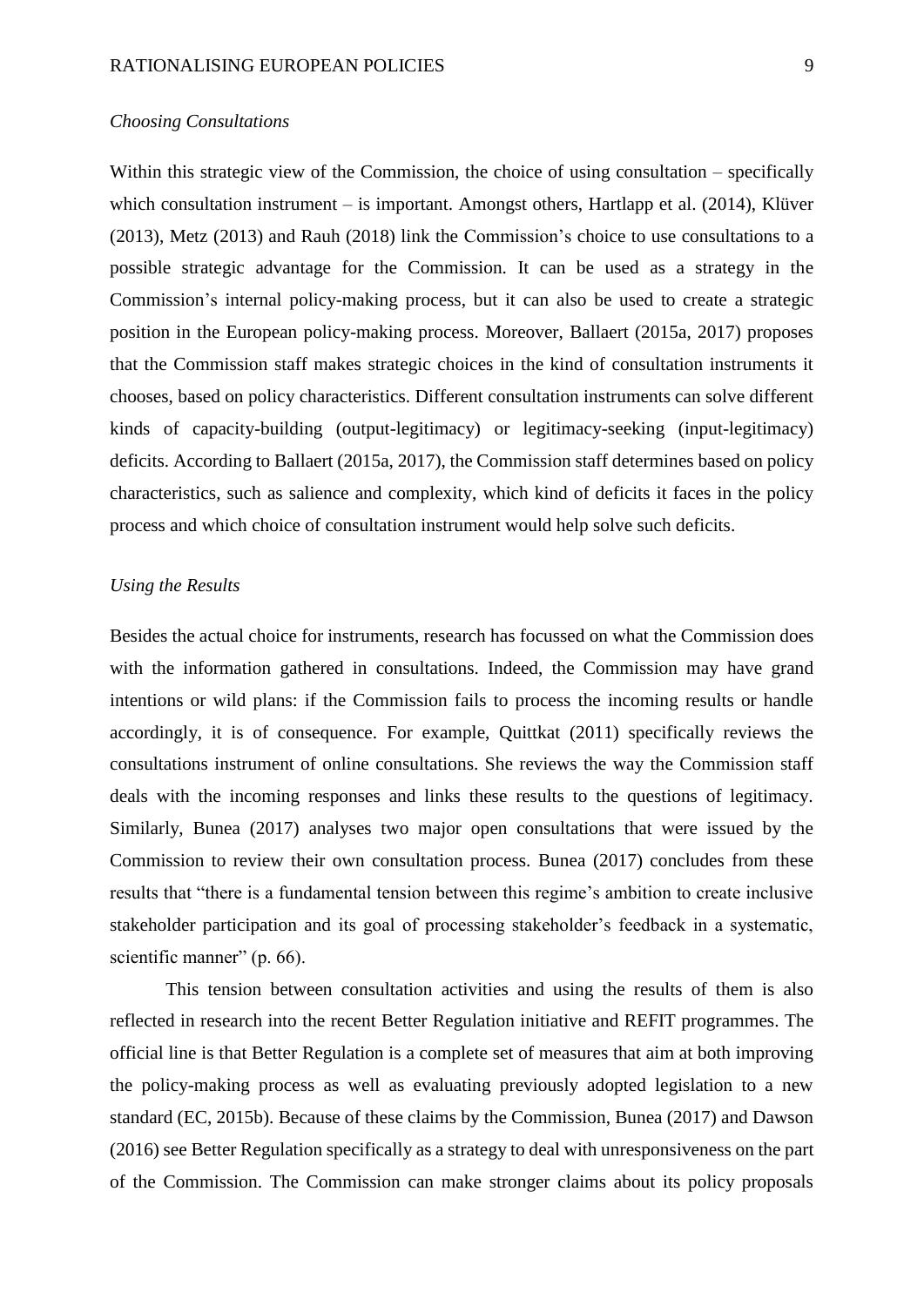*Choosing Consultations*

Within this strategic view of the Commission, the choice of using consultation – specifically which consultation instrument – is important. Amongst others, Hartlapp et al. (2014), Klüver (2013), Metz (2013) and Rauh (2018) link the Commission's choice to use consultations to a possible strategic advantage for the Commission. It can be used as a strategy in the Commission's internal policy-making process, but it can also be used to create a strategic position in the European policy-making process. Moreover, Ballaert (2015a, 2017) proposes that the Commission staff makes strategic choices in the kind of consultation instruments it chooses, based on policy characteristics. Different consultation instruments can solve different kinds of capacity-building (output-legitimacy) or legitimacy-seeking (input-legitimacy) deficits. According to Ballaert (2015a, 2017), the Commission staff determines based on policy characteristics, such as salience and complexity, which kind of deficits it faces in the policy process and which choice of consultation instrument would help solve such deficits.

*Using the Results*

Besides the actual choice for instruments, research has focussed on what the Commission does with the information gathered in consultations. Indeed, the Commission may have grand intentions or wild plans: if the Commission fails to process the incoming results or handle accordingly, it is of consequence. For example, Quittkat (2011) specifically reviews the consultations instrument of online consultations. She reviews the way the Commission staff deals with the incoming responses and links these results to the questions of legitimacy. Similarly, Bunea (2017) analyses two major open consultations that were issued by the Commission to review their own consultation process. Bunea (2017) concludes from these results that "there is a fundamental tension between this regime's ambition to create inclusive stakeholder participation and its goal of processing stakeholder's feedback in a systematic, scientific manner" (p. 66).

This tension between consultation activities and using the results of them is also reflected in research into the recent Better Regulation initiative and REFIT programmes. The official line is that Better Regulation is a complete set of measures that aim at both improving the policy-making process as well as evaluating previously adopted legislation to a new standard (EC, 2015b). Because of these claims by the Commission, Bunea (2017) and Dawson (2016) see Better Regulation specifically as a strategy to deal with unresponsiveness on the part of the Commission. The Commission can make stronger claims about its policy proposals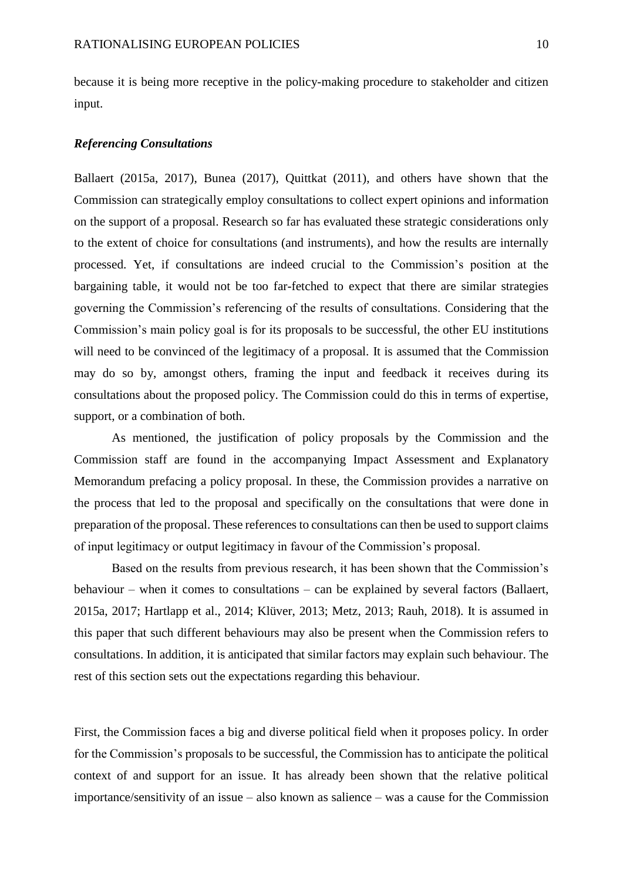because it is being more receptive in the policy-making procedure to stakeholder and citizen input.

### *Referencing Consultations*

Ballaert (2015a, 2017), Bunea (2017), Quittkat (2011), and others have shown that the Commission can strategically employ consultations to collect expert opinions and information on the support of a proposal. Research so far has evaluated these strategic considerations only to the extent of choice for consultations (and instruments), and how the results are internally processed. Yet, if consultations are indeed crucial to the Commission's position at the bargaining table, it would not be too far-fetched to expect that there are similar strategies governing the Commission's referencing of the results of consultations. Considering that the Commission's main policy goal is for its proposals to be successful, the other EU institutions will need to be convinced of the legitimacy of a proposal. It is assumed that the Commission may do so by, amongst others, framing the input and feedback it receives during its consultations about the proposed policy. The Commission could do this in terms of expertise, support, or a combination of both.

As mentioned, the justification of policy proposals by the Commission and the Commission staff are found in the accompanying Impact Assessment and Explanatory Memorandum prefacing a policy proposal. In these, the Commission provides a narrative on the process that led to the proposal and specifically on the consultations that were done in preparation of the proposal. These references to consultations can then be used to support claims of input legitimacy or output legitimacy in favour of the Commission's proposal.

Based on the results from previous research, it has been shown that the Commission's behaviour – when it comes to consultations – can be explained by several factors (Ballaert, 2015a, 2017; Hartlapp et al., 2014; Klüver, 2013; Metz, 2013; Rauh, 2018). It is assumed in this paper that such different behaviours may also be present when the Commission refers to consultations. In addition, it is anticipated that similar factors may explain such behaviour. The rest of this section sets out the expectations regarding this behaviour.

First, the Commission faces a big and diverse political field when it proposes policy. In order for the Commission's proposals to be successful, the Commission has to anticipate the political context of and support for an issue. It has already been shown that the relative political importance/sensitivity of an issue – also known as salience – was a cause for the Commission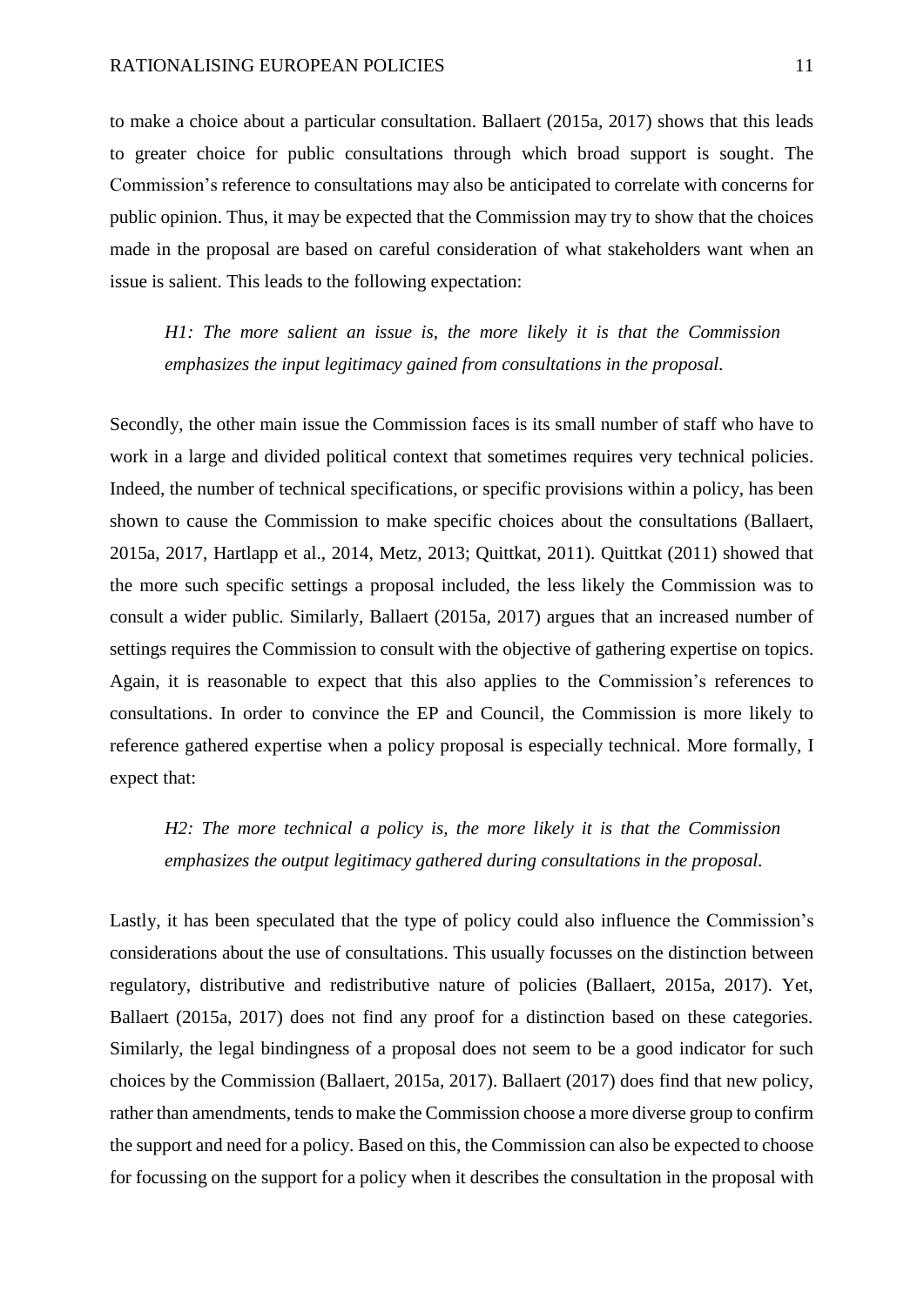to make a choice about a particular consultation. Ballaert (2015a, 2017) shows that this leads to greater choice for public consultations through which broad support is sought. The Commission's reference to consultations may also be anticipated to correlate with concerns for public opinion. Thus, it may be expected that the Commission may try to show that the choices made in the proposal are based on careful consideration of what stakeholders want when an issue is salient. This leads to the following expectation:

> *H1: The more salient an issue is, the more likely it is that the Commission emphasizes the input legitimacy gained from consultations in the proposal.*

Secondly, the other main issue the Commission faces is its small number of staff who have to work in a large and divided political context that sometimes requires very technical policies. Indeed, the number of technical specifications, or specific provisions within a policy, has been shown to cause the Commission to make specific choices about the consultations (Ballaert, 2015a, 2017, Hartlapp et al., 2014, Metz, 2013; Quittkat, 2011). Quittkat (2011) showed that the more such specific settings a proposal included, the less likely the Commission was to consult a wider public. Similarly, Ballaert (2015a, 2017) argues that an increased number of settings requires the Commission to consult with the objective of gathering expertise on topics. Again, it is reasonable to expect that this also applies to the Commission's references to consultations. In order to convince the EP and Council, the Commission is more likely to reference gathered expertise when a policy proposal is especially technical. More formally, I expect that:

> *H2: The more technical a policy is, the more likely it is that the Commission emphasizes the output legitimacy gathered during consultations in the proposal.*

Lastly, it has been speculated that the type of policy could also influence the Commission's considerations about the use of consultations. This usually focusses on the distinction between regulatory, distributive and redistributive nature of policies (Ballaert, 2015a, 2017). Yet, Ballaert (2015a, 2017) does not find any proof for a distinction based on these categories. Similarly, the legal bindingness of a proposal does not seem to be a good indicator for such choices by the Commission (Ballaert, 2015a, 2017). Ballaert (2017) does find that new policy, rather than amendments, tends to make the Commission choose a more diverse group to confirm the support and need for a policy. Based on this, the Commission can also be expected to choose for focussing on the support for a policy when it describes the consultation in the proposal with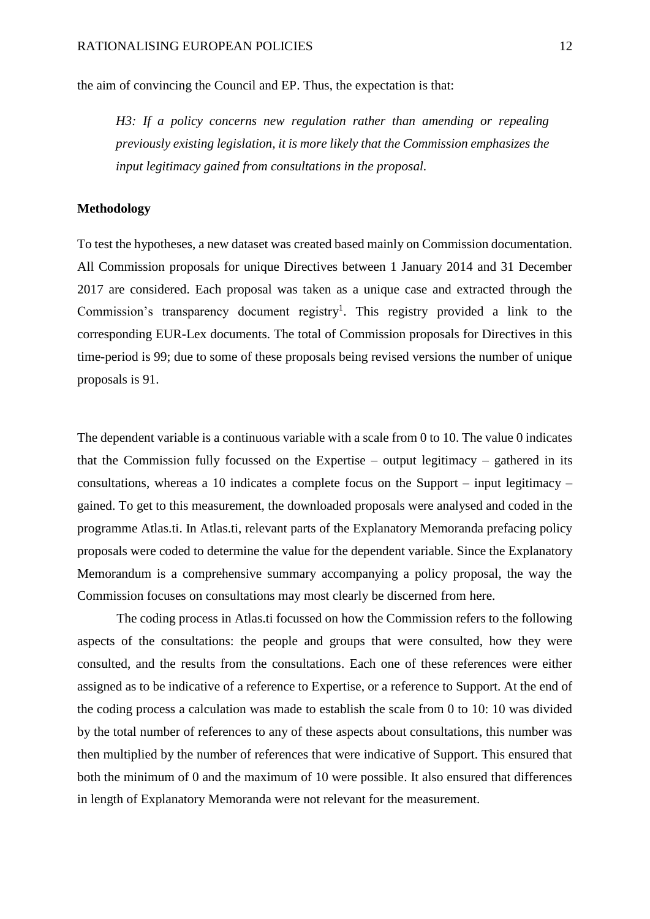the aim of convincing the Council and EP. Thus, the expectation is that:

> *H3: If a policy concerns new regulation rather than amending or repealing previously existing legislation, it is more likely that the Commission emphasizes the input legitimacy gained from consultations in the proposal.*

**Methodology**

To test the hypotheses, a new dataset was created based mainly on Commission documentation. All Commission proposals for unique Directives between 1 January 2014 and 31 December 2017 are considered. Each proposal was taken as a unique case and extracted through the Commission's transparency document registry[1]. This registry provided a link to the corresponding EUR-Lex documents. The total of Commission proposals for Directives in this time-period is 99; due to some of these proposals being revised versions the number of unique proposals is 91.

The dependent variable is a continuous variable with a scale from 0 to 10. The value 0 indicates that the Commission fully focussed on the Expertise – output legitimacy – gathered in its consultations, whereas a 10 indicates a complete focus on the Support – input legitimacy – gained. To get to this measurement, the downloaded proposals were analysed and coded in the programme Atlas.ti. In Atlas.ti, relevant parts of the Explanatory Memoranda prefacing policy proposals were coded to determine the value for the dependent variable. Since the Explanatory Memorandum is a comprehensive summary accompanying a policy proposal, the way the Commission focuses on consultations may most clearly be discerned from here.

The coding process in Atlas.ti focussed on how the Commission refers to the following aspects of the consultations: the people and groups that were consulted, how they were consulted, and the results from the consultations. Each one of these references were either assigned as to be indicative of a reference to Expertise, or a reference to Support. At the end of the coding process a calculation was made to establish the scale from 0 to 10: 10 was divided by the total number of references to any of these aspects about consultations, this number was then multiplied by the number of references that were indicative of Support. This ensured that both the minimum of 0 and the maximum of 10 were possible. It also ensured that differences in length of Explanatory Memoranda were not relevant for the measurement.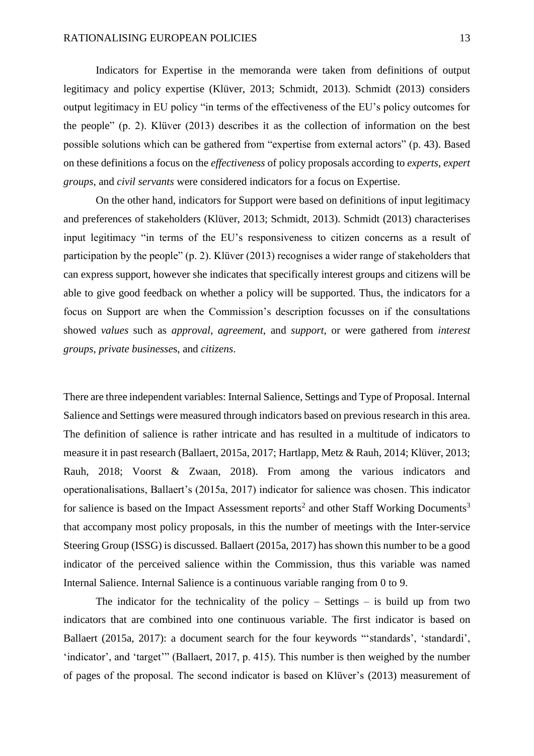Indicators for Expertise in the memoranda were taken from definitions of output legitimacy and policy expertise (Klüver, 2013; Schmidt, 2013). Schmidt (2013) considers output legitimacy in EU policy "in terms of the effectiveness of the EU's policy outcomes for the people" (p. 2). Klüver (2013) describes it as the collection of information on the best possible solutions which can be gathered from "expertise from external actors" (p. 43). Based on these definitions a focus on the *effectiveness* of policy proposals according to *experts*, *expert groups*, and *civil servants* were considered indicators for a focus on Expertise.

On the other hand, indicators for Support were based on definitions of input legitimacy and preferences of stakeholders (Klüver, 2013; Schmidt, 2013). Schmidt (2013) characterises input legitimacy "in terms of the EU's responsiveness to citizen concerns as a result of participation by the people" (p. 2). Klüver (2013) recognises a wider range of stakeholders that can express support, however she indicates that specifically interest groups and citizens will be able to give good feedback on whether a policy will be supported. Thus, the indicators for a focus on Support are when the Commission's description focusses on if the consultations showed *values* such as *approval*, *agreement*, and *support*, or were gathered from *interest groups*, *private businesse*s, and *citizens*.

There are three independent variables: Internal Salience, Settings and Type of Proposal. Internal Salience and Settings were measured through indicators based on previous research in this area. The definition of salience is rather intricate and has resulted in a multitude of indicators to measure it in past research (Ballaert, 2015a, 2017; Hartlapp, Metz & Rauh, 2014; Klüver, 2013; Rauh, 2018; Voorst & Zwaan, 2018). From among the various indicators and operationalisations, Ballaert's (2015a, 2017) indicator for salience was chosen. This indicator for salience is based on the Impact Assessment reports[2] and other Staff Working Documents[3] that accompany most policy proposals, in this the number of meetings with the Inter-service Steering Group (ISSG) is discussed. Ballaert (2015a, 2017) has shown this number to be a good indicator of the perceived salience within the Commission, thus this variable was named Internal Salience. Internal Salience is a continuous variable ranging from 0 to 9.

The indicator for the technicality of the policy – Settings – is build up from two indicators that are combined into one continuous variable. The first indicator is based on Ballaert (2015a, 2017): a document search for the four keywords "'standards', 'standardi', 'indicator', and 'target'" (Ballaert, 2017, p. 415). This number is then weighed by the number of pages of the proposal. The second indicator is based on Klüver's (2013) measurement of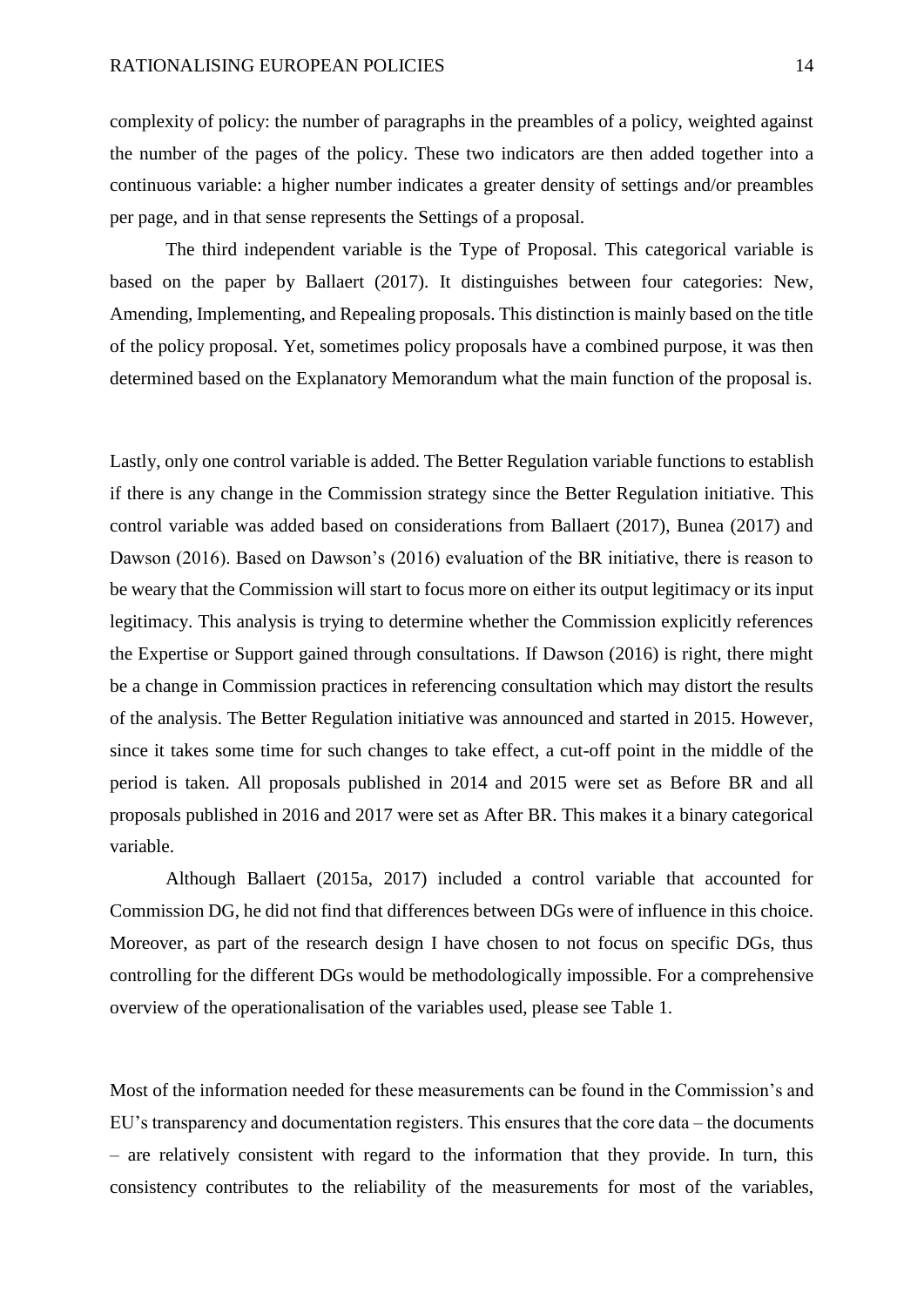complexity of policy: the number of paragraphs in the preambles of a policy, weighted against the number of the pages of the policy. These two indicators are then added together into a continuous variable: a higher number indicates a greater density of settings and/or preambles per page, and in that sense represents the Settings of a proposal.

The third independent variable is the Type of Proposal. This categorical variable is based on the paper by Ballaert (2017). It distinguishes between four categories: New, Amending, Implementing, and Repealing proposals. This distinction is mainly based on the title of the policy proposal. Yet, sometimes policy proposals have a combined purpose, it was then determined based on the Explanatory Memorandum what the main function of the proposal is.

Lastly, only one control variable is added. The Better Regulation variable functions to establish if there is any change in the Commission strategy since the Better Regulation initiative. This control variable was added based on considerations from Ballaert (2017), Bunea (2017) and Dawson (2016). Based on Dawson's (2016) evaluation of the BR initiative, there is reason to be weary that the Commission will start to focus more on either its output legitimacy or its input legitimacy. This analysis is trying to determine whether the Commission explicitly references the Expertise or Support gained through consultations. If Dawson (2016) is right, there might be a change in Commission practices in referencing consultation which may distort the results of the analysis. The Better Regulation initiative was announced and started in 2015. However, since it takes some time for such changes to take effect, a cut-off point in the middle of the period is taken. All proposals published in 2014 and 2015 were set as Before BR and all proposals published in 2016 and 2017 were set as After BR. This makes it a binary categorical variable.

Although Ballaert (2015a, 2017) included a control variable that accounted for Commission DG, he did not find that differences between DGs were of influence in this choice. Moreover, as part of the research design I have chosen to not focus on specific DGs, thus controlling for the different DGs would be methodologically impossible. For a comprehensive overview of the operationalisation of the variables used, please see Table 1.

Most of the information needed for these measurements can be found in the Commission's and EU's transparency and documentation registers. This ensures that the core data – the documents – are relatively consistent with regard to the information that they provide. In turn, this consistency contributes to the reliability of the measurements for most of the variables,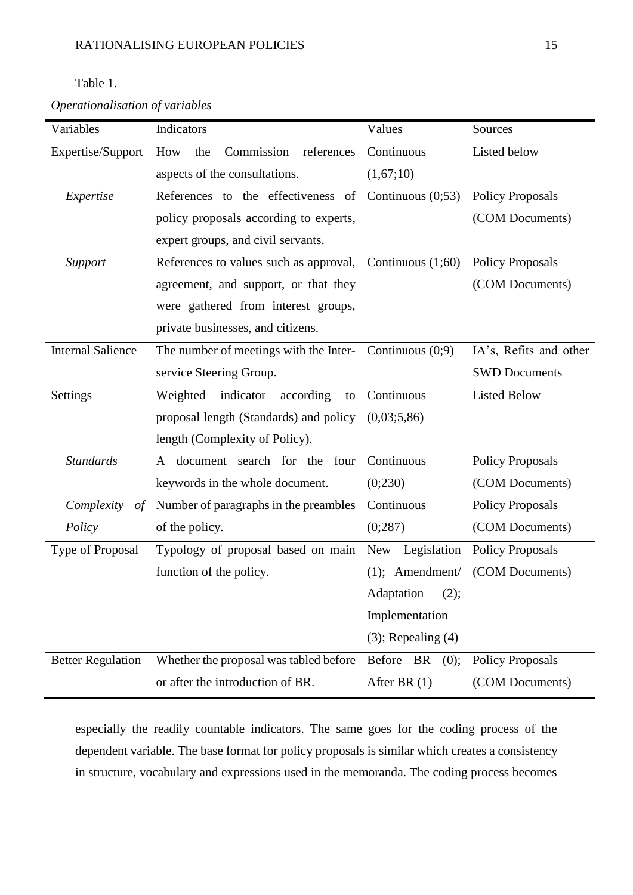Table 1.

*Operationalisation of variables*

| Variables | Indicators | Values | Sources |
|---|---|---|---|
| Expertise/Support | How the Commission references aspects of the consultations. | Continuous (1,67;10) | Listed below |
| *Expertise* | References to the effectiveness of policy proposals according to experts, expert groups, and civil servants. | Continuous (0;53) | Policy Proposals (COM Documents) |
| *Support* | References to values such as approval, agreement, and support, or that they were gathered from interest groups, private businesses, and citizens. | Continuous (1;60) | Policy Proposals (COM Documents) |
| Internal Salience | The number of meetings with the Inter-service Steering Group. | Continuous (0;9) | IA's, Refits and other SWD Documents |
| Settings | Weighted indicator according to proposal length (Standards) and policy length (Complexity of Policy). | Continuous (0,03;5,86) | Listed Below |
| *Standards* | A document search for the four keywords in the whole document. | Continuous (0;230) | Policy Proposals (COM Documents) |
| *Complexity of Policy* | Number of paragraphs in the preambles of the policy. | Continuous (0;287) | Policy Proposals (COM Documents) |
| Type of Proposal | Typology of proposal based on main function of the policy. | New Legislation (1); Amendment/ Adaptation (2); Implementation (3); Repealing (4) | Policy Proposals (COM Documents) |
| Better Regulation | Whether the proposal was tabled before or after the introduction of BR. | Before BR (0); After BR (1) | Policy Proposals (COM Documents) |

especially the readily countable indicators. The same goes for the coding process of the dependent variable. The base format for policy proposals is similar which creates a consistency in structure, vocabulary and expressions used in the memoranda. The coding process becomes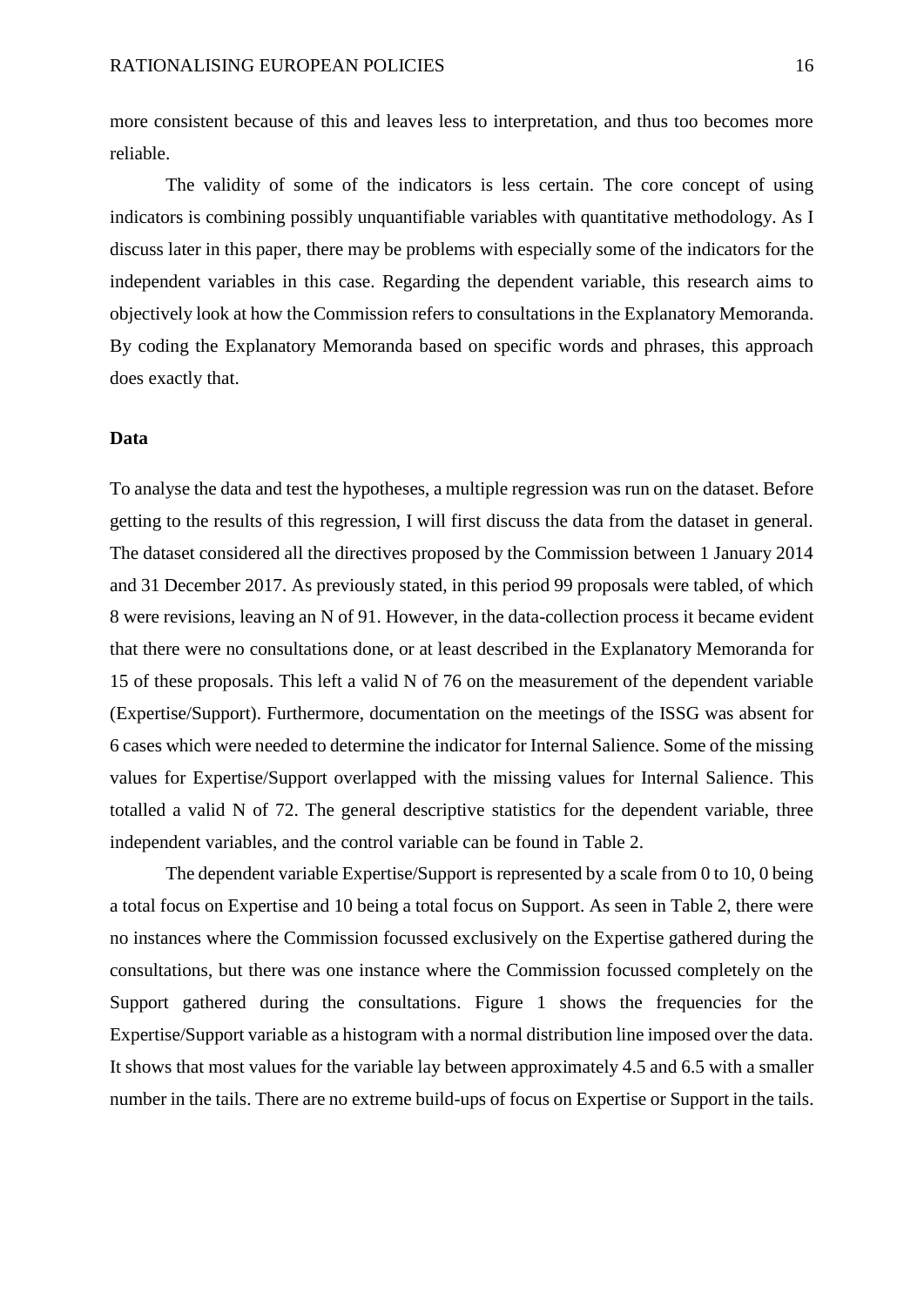more consistent because of this and leaves less to interpretation, and thus too becomes more reliable.

The validity of some of the indicators is less certain. The core concept of using indicators is combining possibly unquantifiable variables with quantitative methodology. As I discuss later in this paper, there may be problems with especially some of the indicators for the independent variables in this case. Regarding the dependent variable, this research aims to objectively look at how the Commission refers to consultations in the Explanatory Memoranda. By coding the Explanatory Memoranda based on specific words and phrases, this approach does exactly that.

**Data**

To analyse the data and test the hypotheses, a multiple regression was run on the dataset. Before getting to the results of this regression, I will first discuss the data from the dataset in general. The dataset considered all the directives proposed by the Commission between 1 January 2014 and 31 December 2017. As previously stated, in this period 99 proposals were tabled, of which 8 were revisions, leaving an N of 91. However, in the data-collection process it became evident that there were no consultations done, or at least described in the Explanatory Memoranda for 15 of these proposals. This left a valid N of 76 on the measurement of the dependent variable (Expertise/Support). Furthermore, documentation on the meetings of the ISSG was absent for 6 cases which were needed to determine the indicator for Internal Salience. Some of the missing values for Expertise/Support overlapped with the missing values for Internal Salience. This totalled a valid N of 72. The general descriptive statistics for the dependent variable, three independent variables, and the control variable can be found in Table 2.

The dependent variable Expertise/Support is represented by a scale from 0 to 10, 0 being a total focus on Expertise and 10 being a total focus on Support. As seen in Table 2, there were no instances where the Commission focussed exclusively on the Expertise gathered during the consultations, but there was one instance where the Commission focussed completely on the Support gathered during the consultations. Figure 1 shows the frequencies for the Expertise/Support variable as a histogram with a normal distribution line imposed over the data. It shows that most values for the variable lay between approximately 4.5 and 6.5 with a smaller number in the tails. There are no extreme build-ups of focus on Expertise or Support in the tails.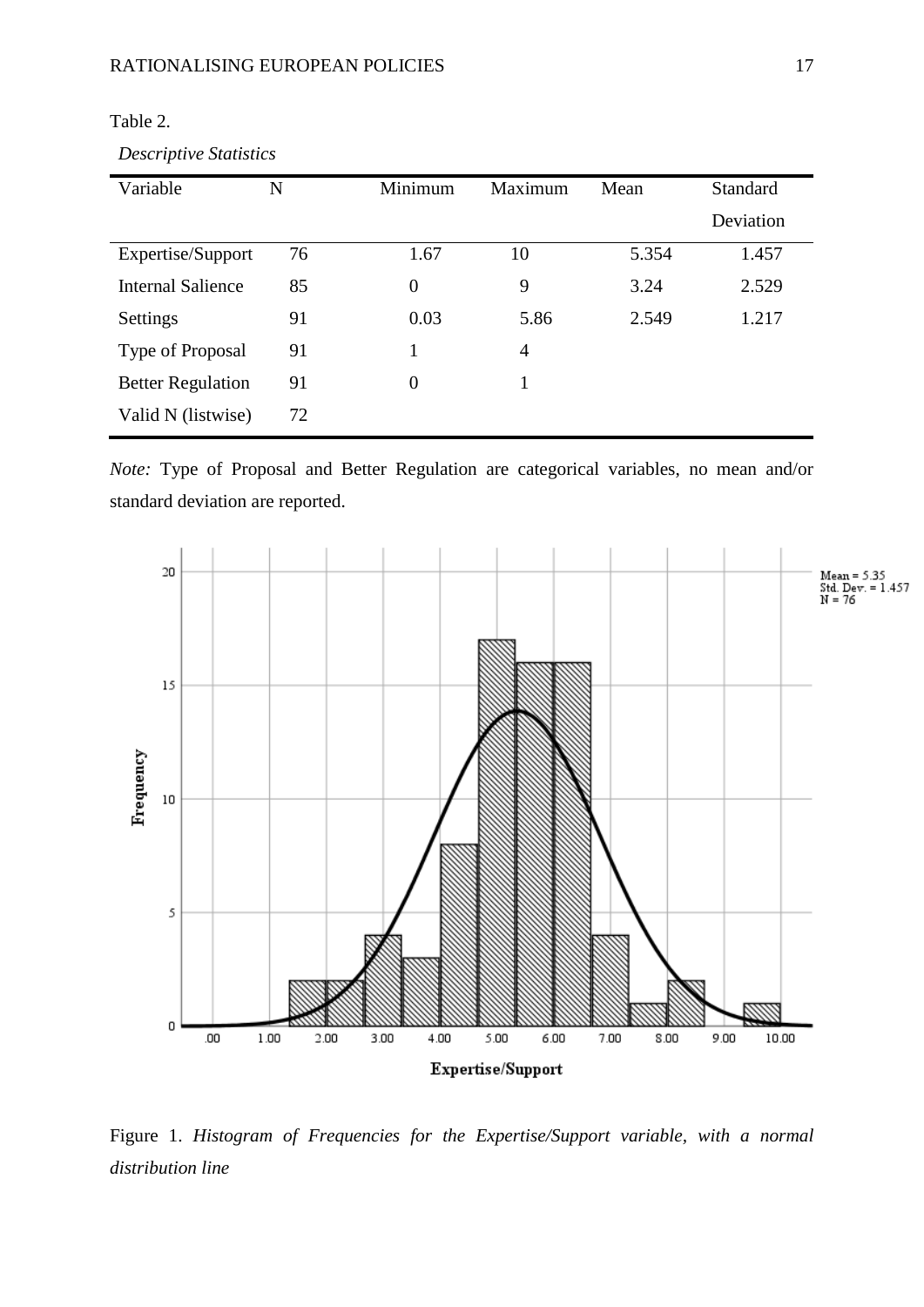Table 2.

*Descriptive Statistics*

| Variable | N | Minimum | Maximum | Mean | Standard Deviation |
|---|---|---|---|---|---|
| Expertise/Support | 76 | 1.67 | 10 | 5.354 | 1.457 |
| Internal Salience | 85 | 0 | 9 | 3.24 | 2.529 |
| Settings | 91 | 0.03 | 5.86 | 2.549 | 1.217 |
| Type of Proposal | 91 | 1 | 4 | | |
| Better Regulation | 91 | 0 | 1 | | |
| Valid N (listwise) | 72 | | | | |

*Note:* Type of Proposal and Better Regulation are categorical variables, no mean and/or standard deviation are reported.

Figure 1. *Histogram of Frequencies for the Expertise/Support variable, with a normal distribution line*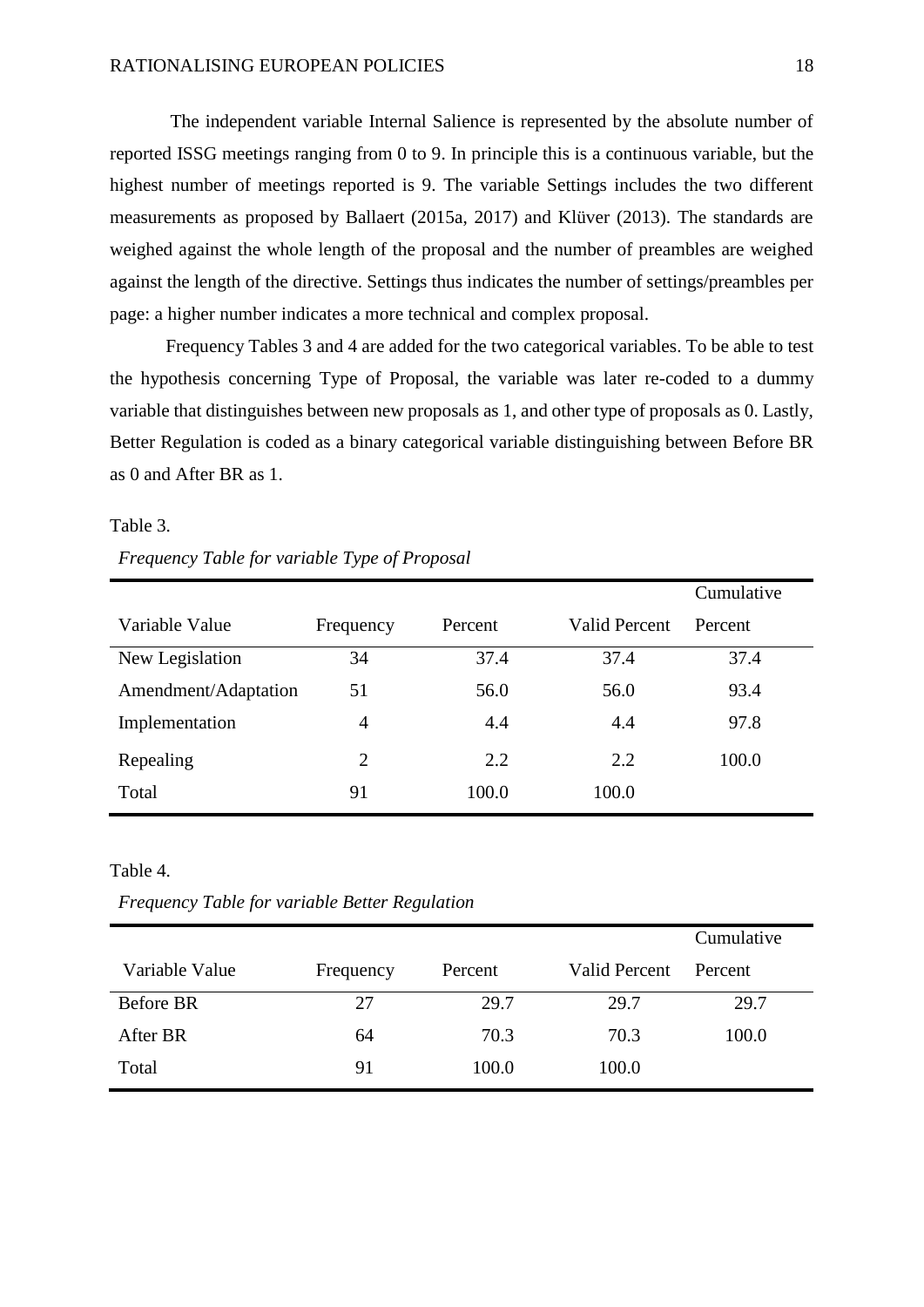The independent variable Internal Salience is represented by the absolute number of reported ISSG meetings ranging from 0 to 9. In principle this is a continuous variable, but the highest number of meetings reported is 9. The variable Settings includes the two different measurements as proposed by Ballaert (2015a, 2017) and Klüver (2013). The standards are weighed against the whole length of the proposal and the number of preambles are weighed against the length of the directive. Settings thus indicates the number of settings/preambles per page: a higher number indicates a more technical and complex proposal.

Frequency Tables 3 and 4 are added for the two categorical variables. To be able to test the hypothesis concerning Type of Proposal, the variable was later re-coded to a dummy variable that distinguishes between new proposals as 1, and other type of proposals as 0. Lastly, Better Regulation is coded as a binary categorical variable distinguishing between Before BR as 0 and After BR as 1.

Table 3.

*Frequency Table for variable Type of Proposal*

| Variable Value | Frequency | Percent | Valid Percent | Cumulative Percent |
|---|---|---|---|---|
| New Legislation | 34 | 37.4 | 37.4 | 37.4 |
| Amendment/Adaptation | 51 | 56.0 | 56.0 | 93.4 |
| Implementation | 4 | 4.4 | 4.4 | 97.8 |
| Repealing | 2 | 2.2 | 2.2 | 100.0 |
| Total | 91 | 100.0 | 100.0 | |

Table 4.

*Frequency Table for variable Better Regulation*

| Variable Value | Frequency | Percent | Valid Percent | Cumulative Percent |
|---|---|---|---|---|
| Before BR | 27 | 29.7 | 29.7 | 29.7 |
| After BR | 64 | 70.3 | 70.3 | 100.0 |
| Total | 91 | 100.0 | 100.0 | |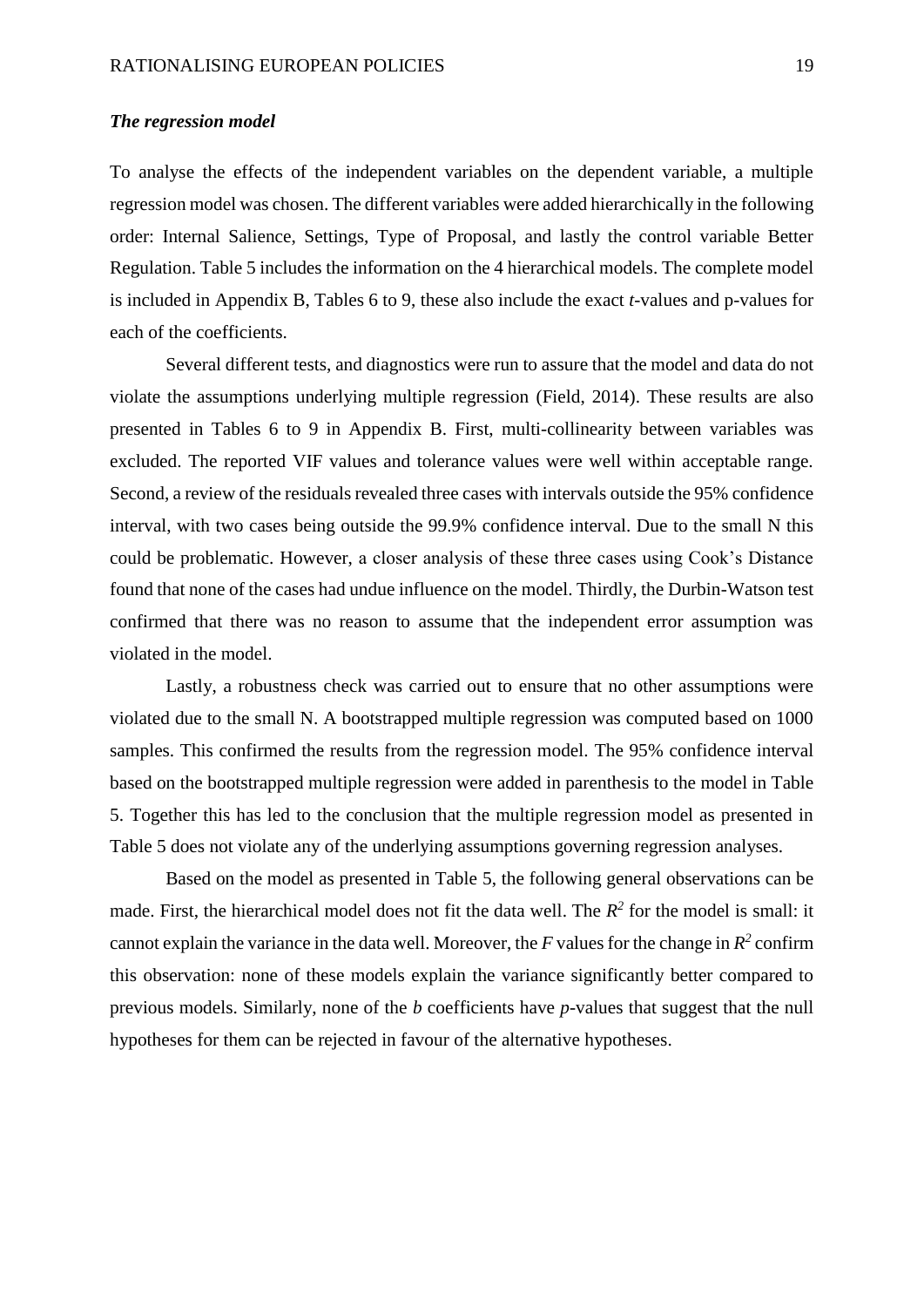### ***The regression model***

To analyse the effects of the independent variables on the dependent variable, a multiple regression model was chosen. The different variables were added hierarchically in the following order: Internal Salience, Settings, Type of Proposal, and lastly the control variable Better Regulation. Table 5 includes the information on the 4 hierarchical models. The complete model is included in Appendix B, Tables 6 to 9, these also include the exact *t*-values and p-values for each of the coefficients.

Several different tests, and diagnostics were run to assure that the model and data do not violate the assumptions underlying multiple regression (Field, 2014). These results are also presented in Tables 6 to 9 in Appendix B. First, multi-collinearity between variables was excluded. The reported VIF values and tolerance values were well within acceptable range. Second, a review of the residuals revealed three cases with intervals outside the 95% confidence interval, with two cases being outside the 99.9% confidence interval. Due to the small N this could be problematic. However, a closer analysis of these three cases using Cook's Distance found that none of the cases had undue influence on the model. Thirdly, the Durbin-Watson test confirmed that there was no reason to assume that the independent error assumption was violated in the model.

Lastly, a robustness check was carried out to ensure that no other assumptions were violated due to the small N. A bootstrapped multiple regression was computed based on 1000 samples. This confirmed the results from the regression model. The 95% confidence interval based on the bootstrapped multiple regression were added in parenthesis to the model in Table 5. Together this has led to the conclusion that the multiple regression model as presented in Table 5 does not violate any of the underlying assumptions governing regression analyses.

Based on the model as presented in Table 5, the following general observations can be made. First, the hierarchical model does not fit the data well. The $R^2$ for the model is small: it cannot explain the variance in the data well. Moreover, the $F$ values for the change in $R^2$ confirm this observation: none of these models explain the variance significantly better compared to previous models. Similarly, none of the $b$ coefficients have $p$-values that suggest that the null hypotheses for them can be rejected in favour of the alternative hypotheses.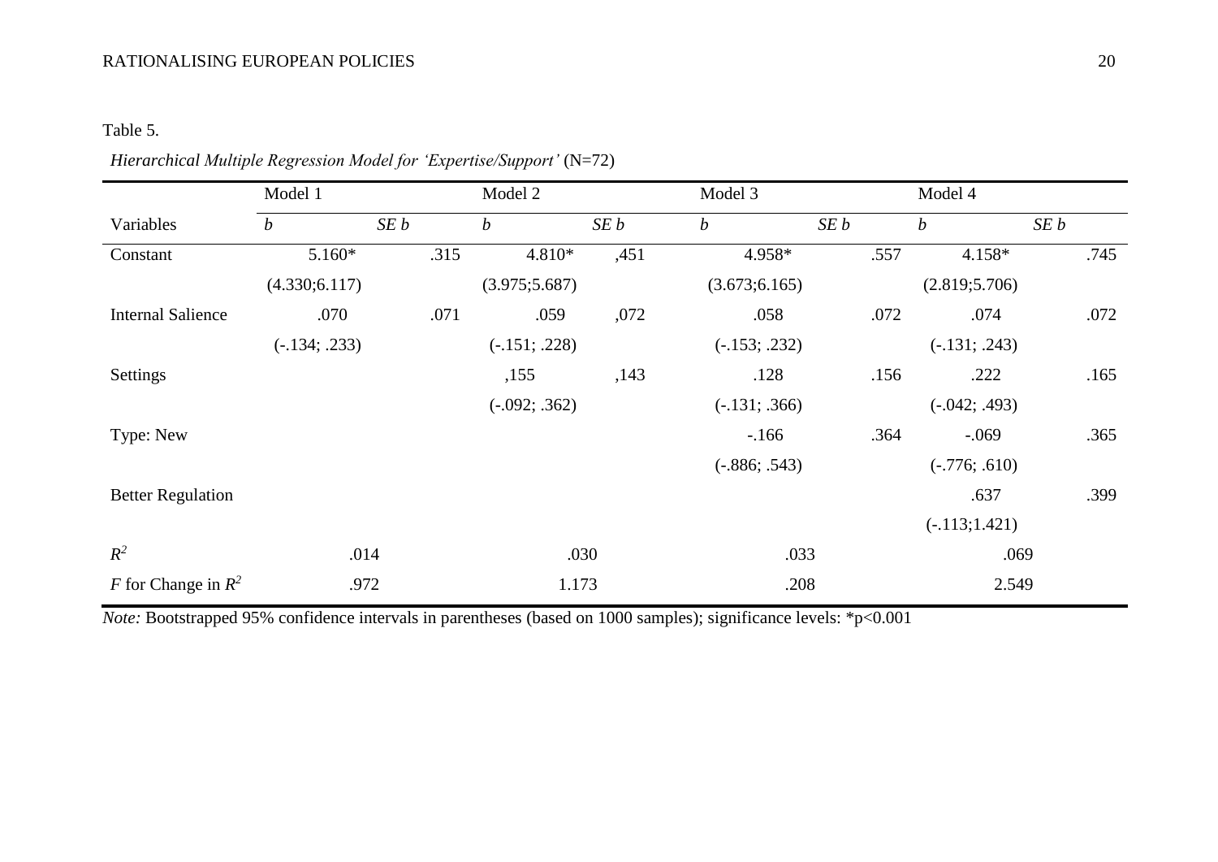Table 5.

*Hierarchical Multiple Regression Model for 'Expertise/Support'* (N=72)

| | Model 1 | | Model 2 | | Model 3 | | Model 4 | |
|---|---|---|---|---|---|---|---|---|
| Variables | *b* | *SE b* | *b* | *SE b* | *b* | *SE b* | *b* | *SE b* |
| Constant | 5.160* | .315 | 4.810* | ,451 | 4.958* | .557 | 4.158* | .745 |
| | (4.330;6.117) | | (3.975;5.687) | | (3.673;6.165) | | (2.819;5.706) | |
| Internal Salience | .070 | .071 | .059 | ,072 | .058 | .072 | .074 | .072 |
| | (-.134; .233) | | (-.151; .228) | | (-.153; .232) | | (-.131; .243) | |
| Settings | | | ,155 | ,143 | .128 | .156 | .222 | .165 |
| | | | (-.092; .362) | | (-.131; .366) | | (-.042; .493) | |
| Type: New | | | | | -.166 | .364 | -.069 | .365 |
| | | | | | (-.886; .543) | | (-.776; .610) | |
| Better Regulation | | | | | | | .637 | .399 |
| | | | | | | | (-.113;1.421) | |
| $R^2$ | .014 | | .030 | | .033 | | .069 | |
| $F$ for Change in $R^2$ | .972 | | 1.173 | | .208 | | 2.549 | |

*Note:* Bootstrapped 95% confidence intervals in parentheses (based on 1000 samples); significance levels: *p<0.001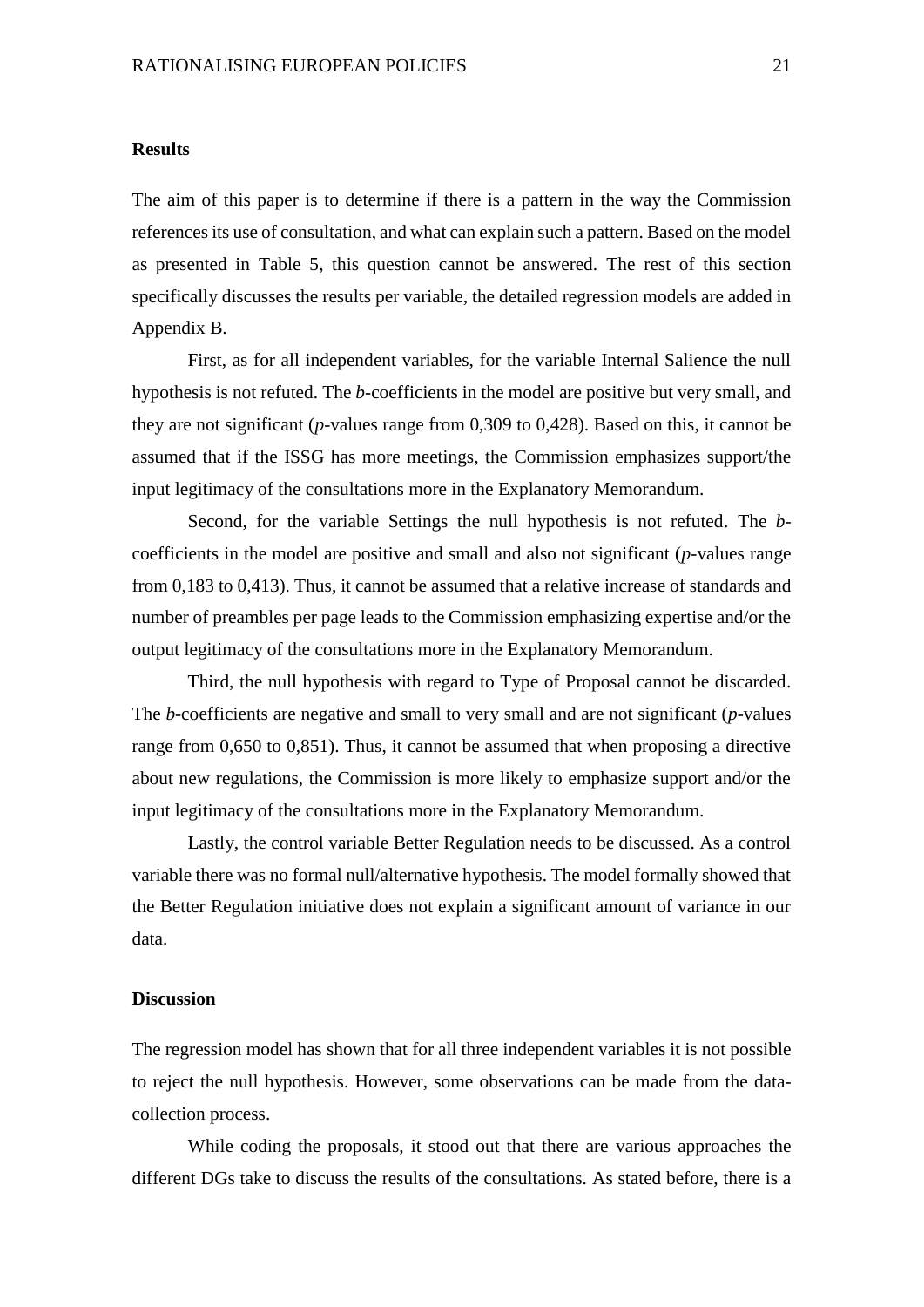## Results

The aim of this paper is to determine if there is a pattern in the way the Commission references its use of consultation, and what can explain such a pattern. Based on the model as presented in Table 5, this question cannot be answered. The rest of this section specifically discusses the results per variable, the detailed regression models are added in Appendix B.

First, as for all independent variables, for the variable Internal Salience the null hypothesis is not refuted. The *b*-coefficients in the model are positive but very small, and they are not significant (*p*-values range from 0,309 to 0,428). Based on this, it cannot be assumed that if the ISSG has more meetings, the Commission emphasizes support/the input legitimacy of the consultations more in the Explanatory Memorandum.

Second, for the variable Settings the null hypothesis is not refuted. The *b*-coefficients in the model are positive and small and also not significant (*p*-values range from 0,183 to 0,413). Thus, it cannot be assumed that a relative increase of standards and number of preambles per page leads to the Commission emphasizing expertise and/or the output legitimacy of the consultations more in the Explanatory Memorandum.

Third, the null hypothesis with regard to Type of Proposal cannot be discarded. The *b*-coefficients are negative and small to very small and are not significant (*p*-values range from 0,650 to 0,851). Thus, it cannot be assumed that when proposing a directive about new regulations, the Commission is more likely to emphasize support and/or the input legitimacy of the consultations more in the Explanatory Memorandum.

Lastly, the control variable Better Regulation needs to be discussed. As a control variable there was no formal null/alternative hypothesis. The model formally showed that the Better Regulation initiative does not explain a significant amount of variance in our data.

## Discussion

The regression model has shown that for all three independent variables it is not possible to reject the null hypothesis. However, some observations can be made from the data-collection process.

While coding the proposals, it stood out that there are various approaches the different DGs take to discuss the results of the consultations. As stated before, there is a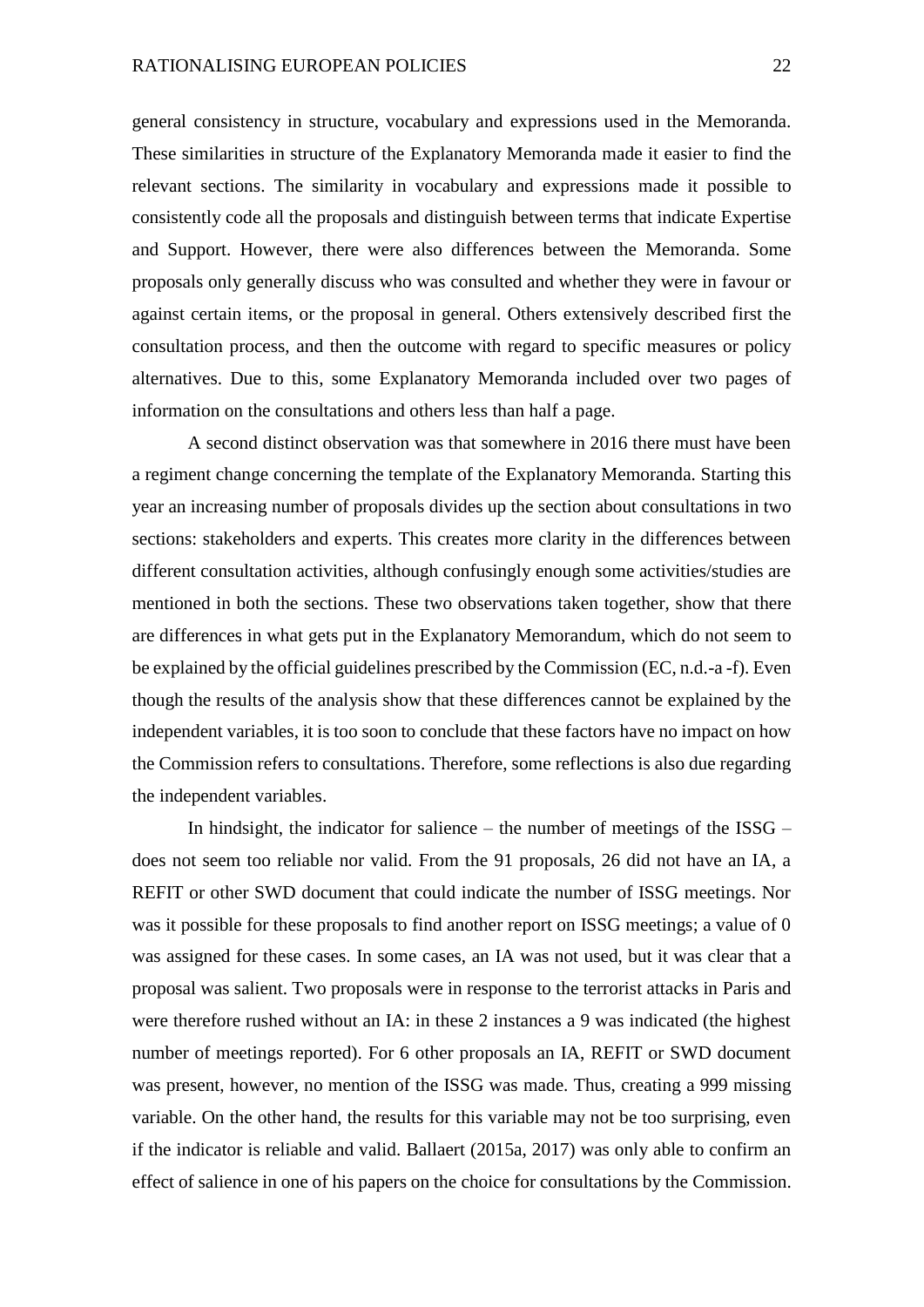general consistency in structure, vocabulary and expressions used in the Memoranda. These similarities in structure of the Explanatory Memoranda made it easier to find the relevant sections. The similarity in vocabulary and expressions made it possible to consistently code all the proposals and distinguish between terms that indicate Expertise and Support. However, there were also differences between the Memoranda. Some proposals only generally discuss who was consulted and whether they were in favour or against certain items, or the proposal in general. Others extensively described first the consultation process, and then the outcome with regard to specific measures or policy alternatives. Due to this, some Explanatory Memoranda included over two pages of information on the consultations and others less than half a page.

A second distinct observation was that somewhere in 2016 there must have been a regiment change concerning the template of the Explanatory Memoranda. Starting this year an increasing number of proposals divides up the section about consultations in two sections: stakeholders and experts. This creates more clarity in the differences between different consultation activities, although confusingly enough some activities/studies are mentioned in both the sections. These two observations taken together, show that there are differences in what gets put in the Explanatory Memorandum, which do not seem to be explained by the official guidelines prescribed by the Commission (EC, n.d.-a -f). Even though the results of the analysis show that these differences cannot be explained by the independent variables, it is too soon to conclude that these factors have no impact on how the Commission refers to consultations. Therefore, some reflections is also due regarding the independent variables.

In hindsight, the indicator for salience – the number of meetings of the ISSG – does not seem too reliable nor valid. From the 91 proposals, 26 did not have an IA, a REFIT or other SWD document that could indicate the number of ISSG meetings. Nor was it possible for these proposals to find another report on ISSG meetings; a value of 0 was assigned for these cases. In some cases, an IA was not used, but it was clear that a proposal was salient. Two proposals were in response to the terrorist attacks in Paris and were therefore rushed without an IA: in these 2 instances a 9 was indicated (the highest number of meetings reported). For 6 other proposals an IA, REFIT or SWD document was present, however, no mention of the ISSG was made. Thus, creating a 999 missing variable. On the other hand, the results for this variable may not be too surprising, even if the indicator is reliable and valid. Ballaert (2015a, 2017) was only able to confirm an effect of salience in one of his papers on the choice for consultations by the Commission.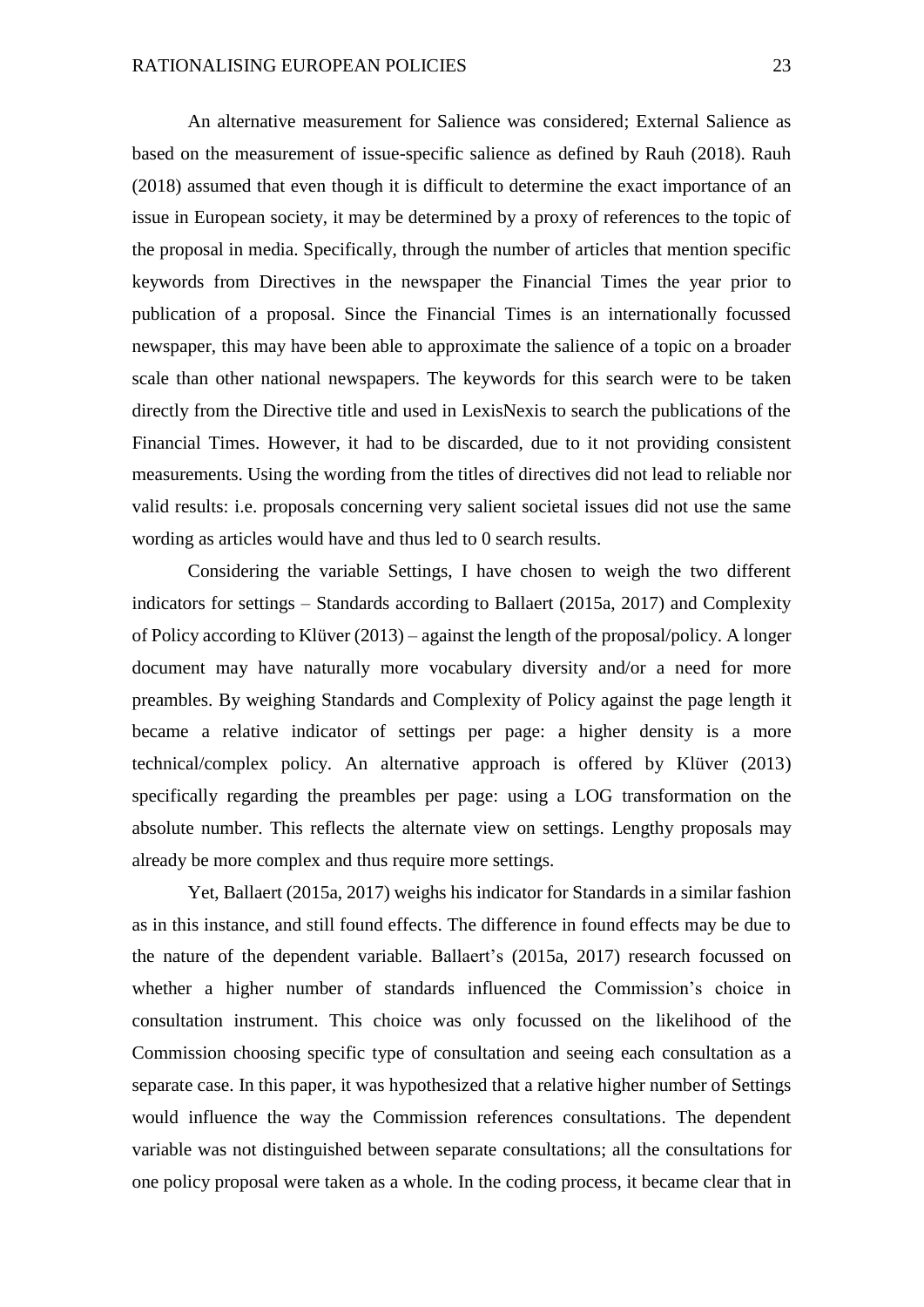An alternative measurement for Salience was considered; External Salience as based on the measurement of issue-specific salience as defined by Rauh (2018). Rauh (2018) assumed that even though it is difficult to determine the exact importance of an issue in European society, it may be determined by a proxy of references to the topic of the proposal in media. Specifically, through the number of articles that mention specific keywords from Directives in the newspaper the Financial Times the year prior to publication of a proposal. Since the Financial Times is an internationally focussed newspaper, this may have been able to approximate the salience of a topic on a broader scale than other national newspapers. The keywords for this search were to be taken directly from the Directive title and used in LexisNexis to search the publications of the Financial Times. However, it had to be discarded, due to it not providing consistent measurements. Using the wording from the titles of directives did not lead to reliable nor valid results: i.e. proposals concerning very salient societal issues did not use the same wording as articles would have and thus led to 0 search results.

Considering the variable Settings, I have chosen to weigh the two different indicators for settings – Standards according to Ballaert (2015a, 2017) and Complexity of Policy according to Klüver (2013) – against the length of the proposal/policy. A longer document may have naturally more vocabulary diversity and/or a need for more preambles. By weighing Standards and Complexity of Policy against the page length it became a relative indicator of settings per page: a higher density is a more technical/complex policy. An alternative approach is offered by Klüver (2013) specifically regarding the preambles per page: using a LOG transformation on the absolute number. This reflects the alternate view on settings. Lengthy proposals may already be more complex and thus require more settings.

Yet, Ballaert (2015a, 2017) weighs his indicator for Standards in a similar fashion as in this instance, and still found effects. The difference in found effects may be due to the nature of the dependent variable. Ballaert's (2015a, 2017) research focussed on whether a higher number of standards influenced the Commission's choice in consultation instrument. This choice was only focussed on the likelihood of the Commission choosing specific type of consultation and seeing each consultation as a separate case. In this paper, it was hypothesized that a relative higher number of Settings would influence the way the Commission references consultations. The dependent variable was not distinguished between separate consultations; all the consultations for one policy proposal were taken as a whole. In the coding process, it became clear that in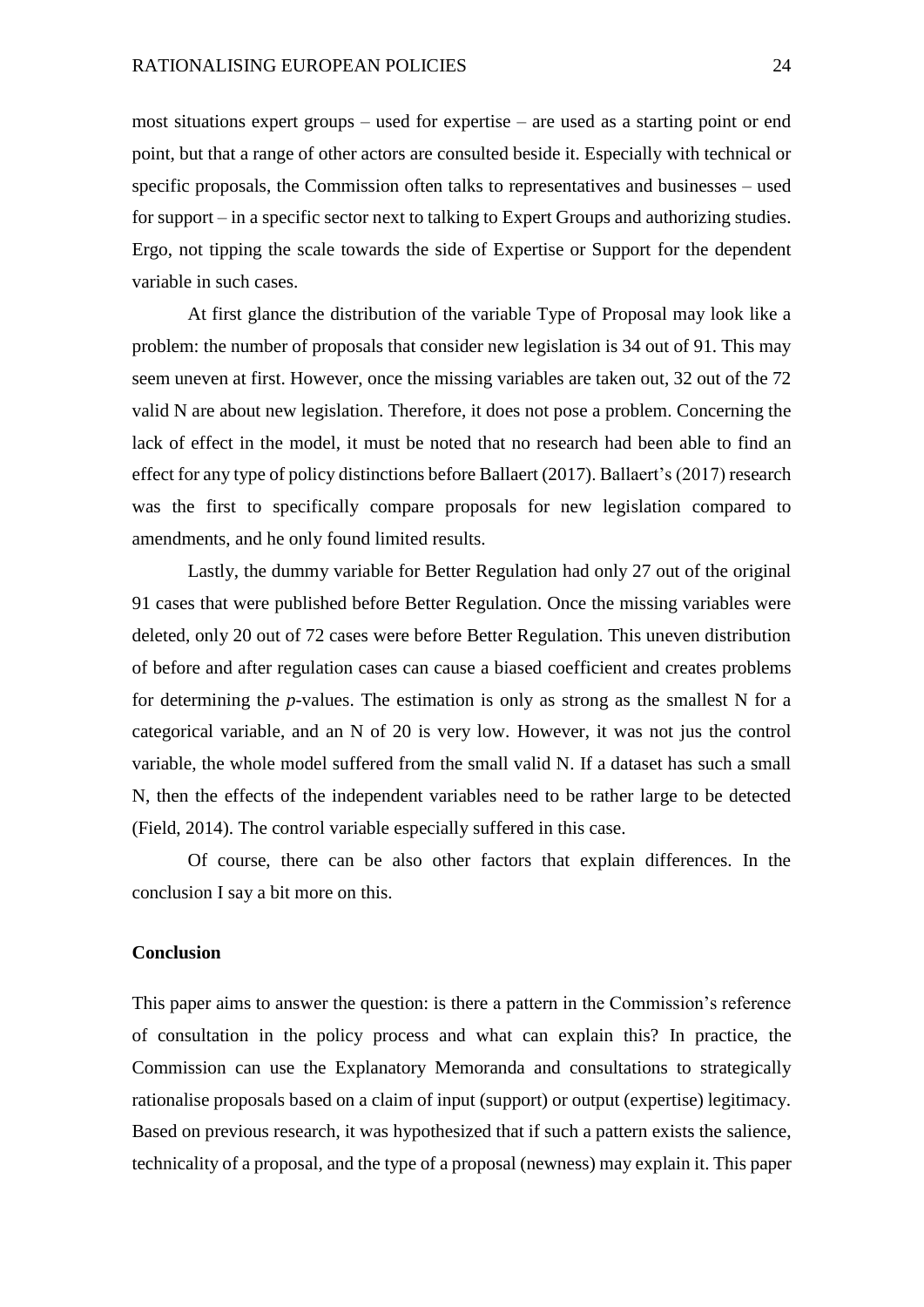most situations expert groups – used for expertise – are used as a starting point or end point, but that a range of other actors are consulted beside it. Especially with technical or specific proposals, the Commission often talks to representatives and businesses – used for support – in a specific sector next to talking to Expert Groups and authorizing studies. Ergo, not tipping the scale towards the side of Expertise or Support for the dependent variable in such cases.

At first glance the distribution of the variable Type of Proposal may look like a problem: the number of proposals that consider new legislation is 34 out of 91. This may seem uneven at first. However, once the missing variables are taken out, 32 out of the 72 valid N are about new legislation. Therefore, it does not pose a problem. Concerning the lack of effect in the model, it must be noted that no research had been able to find an effect for any type of policy distinctions before Ballaert (2017). Ballaert's (2017) research was the first to specifically compare proposals for new legislation compared to amendments, and he only found limited results.

Lastly, the dummy variable for Better Regulation had only 27 out of the original 91 cases that were published before Better Regulation. Once the missing variables were deleted, only 20 out of 72 cases were before Better Regulation. This uneven distribution of before and after regulation cases can cause a biased coefficient and creates problems for determining the *p*-values. The estimation is only as strong as the smallest N for a categorical variable, and an N of 20 is very low. However, it was not jus the control variable, the whole model suffered from the small valid N. If a dataset has such a small N, then the effects of the independent variables need to be rather large to be detected (Field, 2014). The control variable especially suffered in this case.

Of course, there can be also other factors that explain differences. In the conclusion I say a bit more on this.

## Conclusion

This paper aims to answer the question: is there a pattern in the Commission's reference of consultation in the policy process and what can explain this? In practice, the Commission can use the Explanatory Memoranda and consultations to strategically rationalise proposals based on a claim of input (support) or output (expertise) legitimacy. Based on previous research, it was hypothesized that if such a pattern exists the salience, technicality of a proposal, and the type of a proposal (newness) may explain it. This paper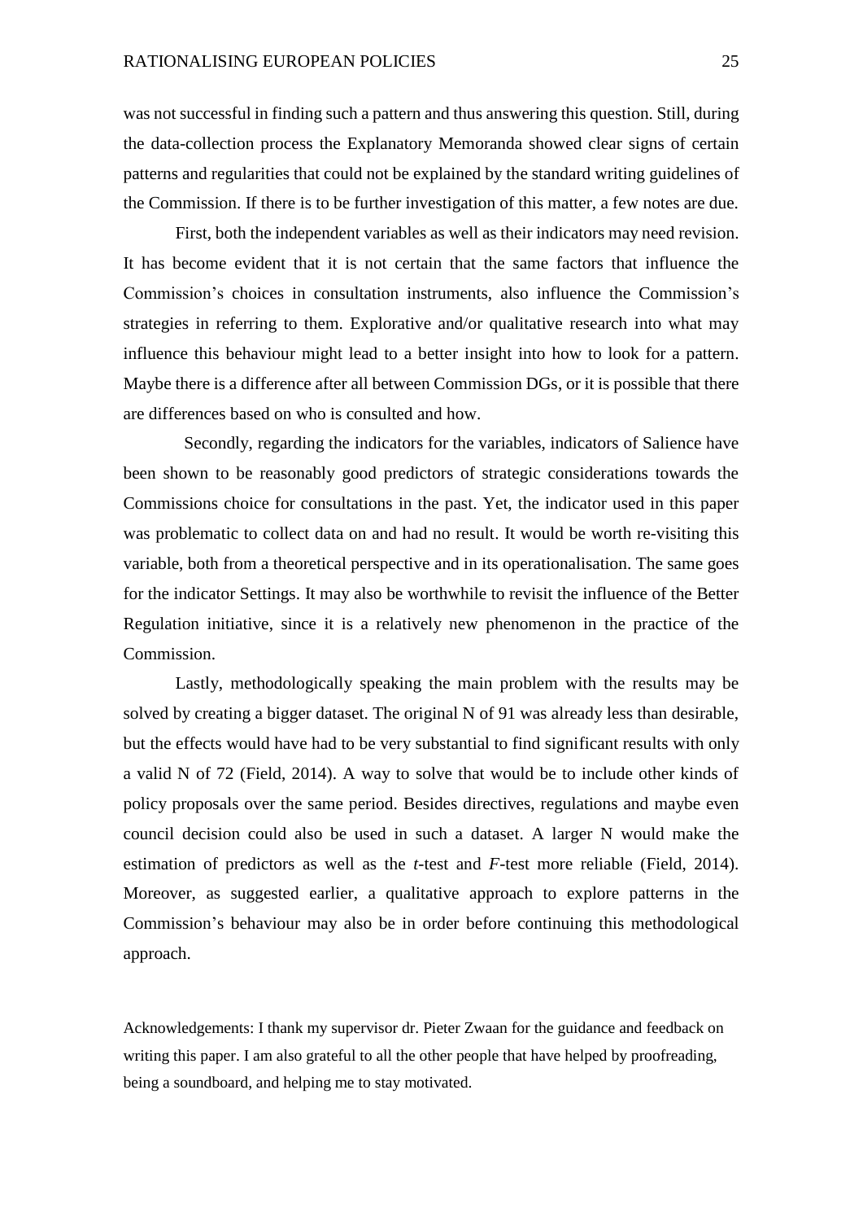was not successful in finding such a pattern and thus answering this question. Still, during the data-collection process the Explanatory Memoranda showed clear signs of certain patterns and regularities that could not be explained by the standard writing guidelines of the Commission. If there is to be further investigation of this matter, a few notes are due.

First, both the independent variables as well as their indicators may need revision. It has become evident that it is not certain that the same factors that influence the Commission's choices in consultation instruments, also influence the Commission's strategies in referring to them. Explorative and/or qualitative research into what may influence this behaviour might lead to a better insight into how to look for a pattern. Maybe there is a difference after all between Commission DGs, or it is possible that there are differences based on who is consulted and how.

Secondly, regarding the indicators for the variables, indicators of Salience have been shown to be reasonably good predictors of strategic considerations towards the Commissions choice for consultations in the past. Yet, the indicator used in this paper was problematic to collect data on and had no result. It would be worth re-visiting this variable, both from a theoretical perspective and in its operationalisation. The same goes for the indicator Settings. It may also be worthwhile to revisit the influence of the Better Regulation initiative, since it is a relatively new phenomenon in the practice of the Commission.

Lastly, methodologically speaking the main problem with the results may be solved by creating a bigger dataset. The original N of 91 was already less than desirable, but the effects would have had to be very substantial to find significant results with only a valid N of 72 (Field, 2014). A way to solve that would be to include other kinds of policy proposals over the same period. Besides directives, regulations and maybe even council decision could also be used in such a dataset. A larger N would make the estimation of predictors as well as the *t*-test and *F*-test more reliable (Field, 2014). Moreover, as suggested earlier, a qualitative approach to explore patterns in the Commission's behaviour may also be in order before continuing this methodological approach.

Acknowledgements: I thank my supervisor dr. Pieter Zwaan for the guidance and feedback on writing this paper. I am also grateful to all the other people that have helped by proofreading, being a soundboard, and helping me to stay motivated.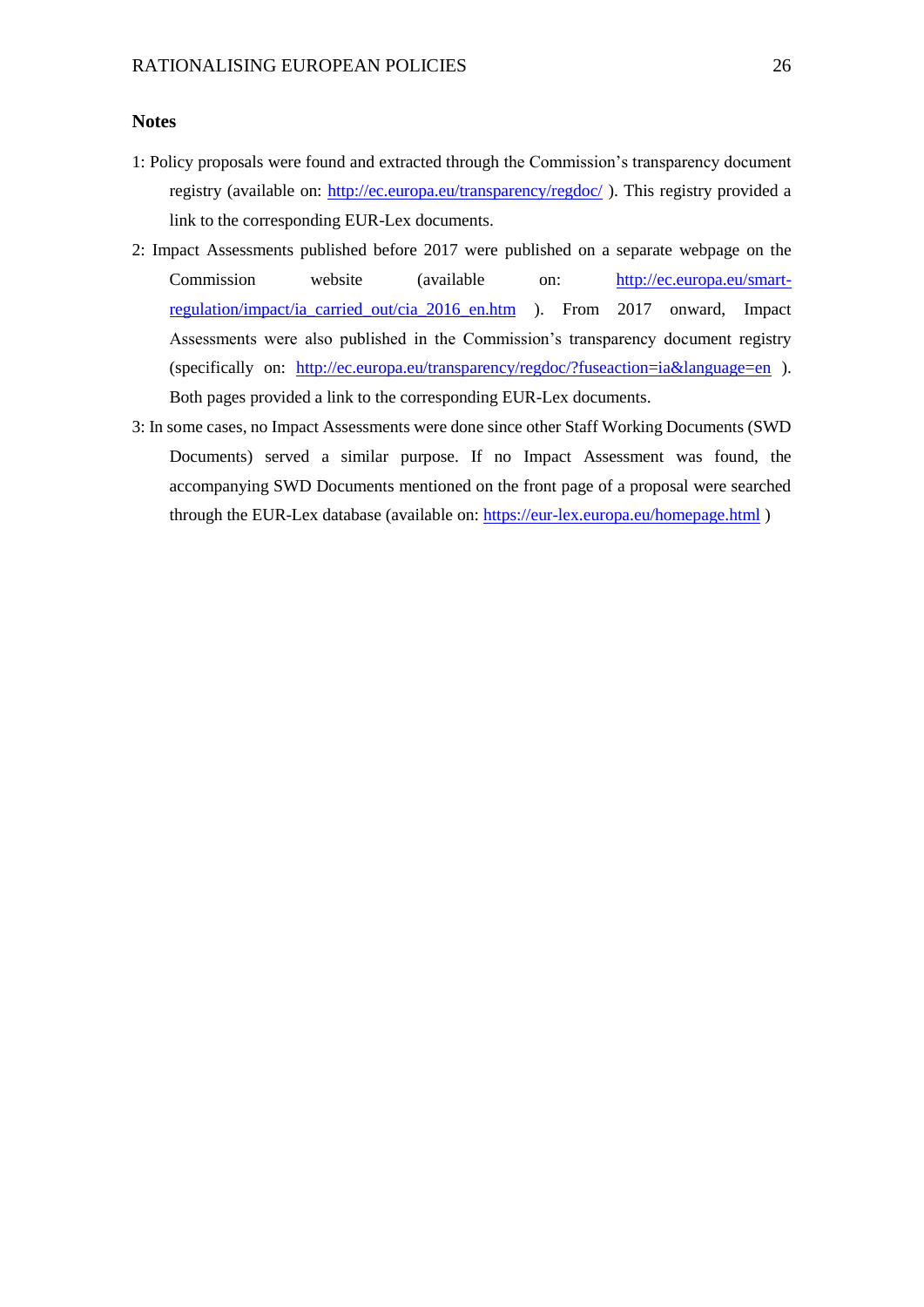## Notes

1: Policy proposals were found and extracted through the Commission's transparency document registry (available on: http://ec.europa.eu/transparency/regdoc/ ). This registry provided a link to the corresponding EUR-Lex documents.

2: Impact Assessments published before 2017 were published on a separate webpage on the Commission website (available on: http://ec.europa.eu/smart-regulation/impact/ia_carried_out/cia_2016_en.htm ). From 2017 onward, Impact Assessments were also published in the Commission's transparency document registry (specifically on: http://ec.europa.eu/transparency/regdoc/?fuseaction=ia&language=en ). Both pages provided a link to the corresponding EUR-Lex documents.

3: In some cases, no Impact Assessments were done since other Staff Working Documents (SWD Documents) served a similar purpose. If no Impact Assessment was found, the accompanying SWD Documents mentioned on the front page of a proposal were searched through the EUR-Lex database (available on: https://eur-lex.europa.eu/homepage.html )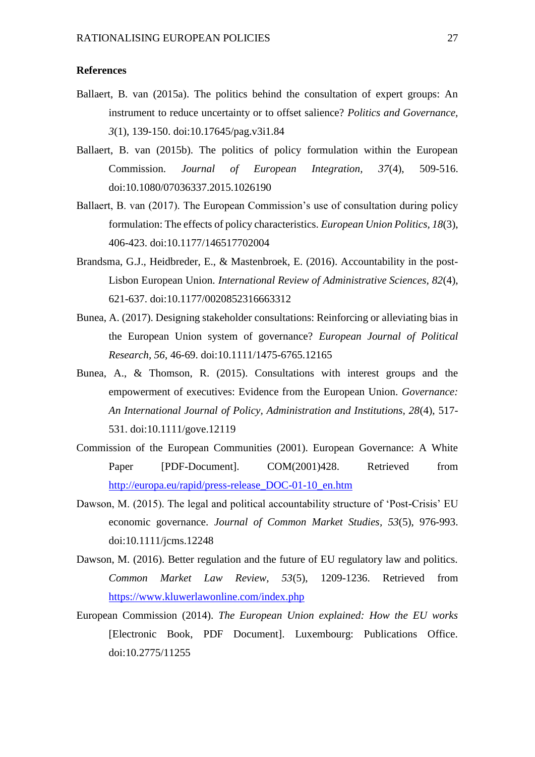**References**

Ballaert, B. van (2015a). The politics behind the consultation of expert groups: An instrument to reduce uncertainty or to offset salience? *Politics and Governance, 3*(1), 139-150. doi:10.17645/pag.v3i1.84

Ballaert, B. van (2015b). The politics of policy formulation within the European Commission. *Journal of European Integration, 37*(4), 509-516. doi:10.1080/07036337.2015.1026190

Ballaert, B. van (2017). The European Commission's use of consultation during policy formulation: The effects of policy characteristics. *European Union Politics, 18*(3), 406-423. doi:10.1177/146517702004

Brandsma, G.J., Heidbreder, E., & Mastenbroek, E. (2016). Accountability in the post-Lisbon European Union. *International Review of Administrative Sciences, 82*(4), 621-637. doi:10.1177/0020852316663312

Bunea, A. (2017). Designing stakeholder consultations: Reinforcing or alleviating bias in the European Union system of governance? *European Journal of Political Research, 56*, 46-69. doi:10.1111/1475-6765.12165

Bunea, A., & Thomson, R. (2015). Consultations with interest groups and the empowerment of executives: Evidence from the European Union. *Governance: An International Journal of Policy, Administration and Institutions, 28*(4), 517-531. doi:10.1111/gove.12119

Commission of the European Communities (2001). European Governance: A White Paper [PDF-Document]. COM(2001)428. Retrieved from http://europa.eu/rapid/press-release_DOC-01-10_en.htm

Dawson, M. (2015). The legal and political accountability structure of 'Post-Crisis' EU economic governance. *Journal of Common Market Studies, 53*(5), 976-993. doi:10.1111/jcms.12248

Dawson, M. (2016). Better regulation and the future of EU regulatory law and politics. *Common Market Law Review, 53*(5), 1209-1236. Retrieved from https://www.kluwerlawonline.com/index.php

European Commission (2014). *The European Union explained: How the EU works* [Electronic Book, PDF Document]. Luxembourg: Publications Office. doi:10.2775/11255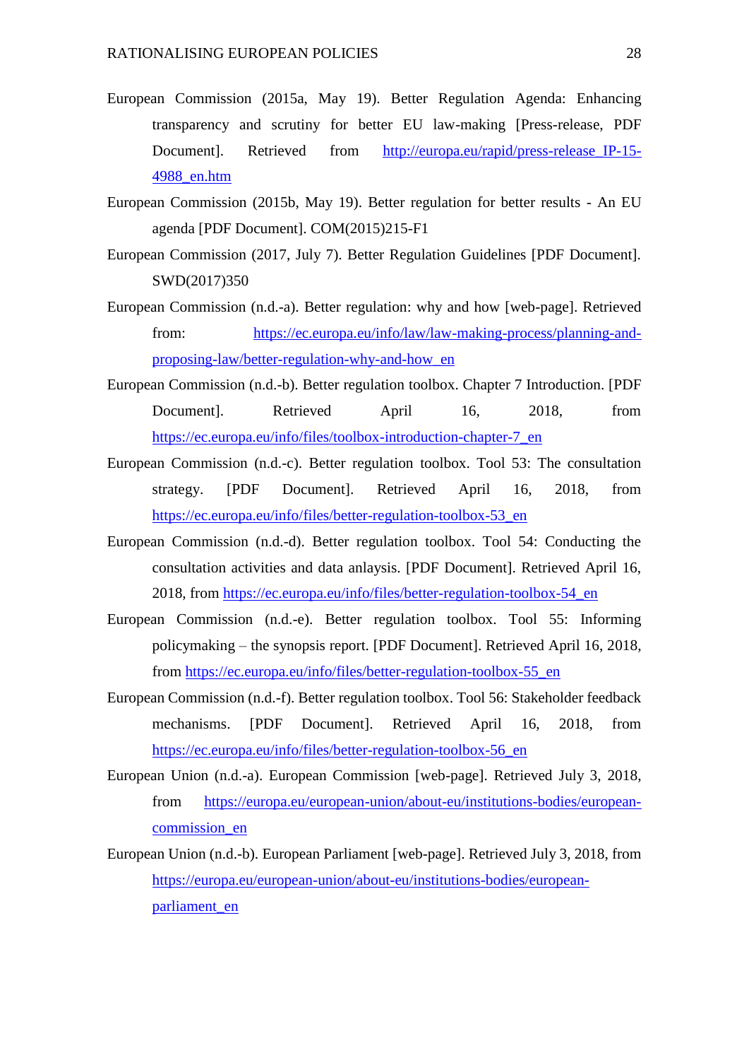European Commission (2015a, May 19). Better Regulation Agenda: Enhancing transparency and scrutiny for better EU law-making [Press-release, PDF Document]. Retrieved from http://europa.eu/rapid/press-release_IP-15-4988_en.htm

European Commission (2015b, May 19). Better regulation for better results - An EU agenda [PDF Document]. COM(2015)215-F1

European Commission (2017, July 7). Better Regulation Guidelines [PDF Document]. SWD(2017)350

European Commission (n.d.-a). Better regulation: why and how [web-page]. Retrieved from: https://ec.europa.eu/info/law/law-making-process/planning-and-proposing-law/better-regulation-why-and-how_en

European Commission (n.d.-b). Better regulation toolbox. Chapter 7 Introduction. [PDF Document]. Retrieved April 16, 2018, from https://ec.europa.eu/info/files/toolbox-introduction-chapter-7_en

European Commission (n.d.-c). Better regulation toolbox. Tool 53: The consultation strategy. [PDF Document]. Retrieved April 16, 2018, from https://ec.europa.eu/info/files/better-regulation-toolbox-53_en

European Commission (n.d.-d). Better regulation toolbox. Tool 54: Conducting the consultation activities and data anlaysis. [PDF Document]. Retrieved April 16, 2018, from https://ec.europa.eu/info/files/better-regulation-toolbox-54_en

European Commission (n.d.-e). Better regulation toolbox. Tool 55: Informing policymaking – the synopsis report. [PDF Document]. Retrieved April 16, 2018, from https://ec.europa.eu/info/files/better-regulation-toolbox-55_en

European Commission (n.d.-f). Better regulation toolbox. Tool 56: Stakeholder feedback mechanisms. [PDF Document]. Retrieved April 16, 2018, from https://ec.europa.eu/info/files/better-regulation-toolbox-56_en

European Union (n.d.-a). European Commission [web-page]. Retrieved July 3, 2018, from https://europa.eu/european-union/about-eu/institutions-bodies/european-commission_en

European Union (n.d.-b). European Parliament [web-page]. Retrieved July 3, 2018, from https://europa.eu/european-union/about-eu/institutions-bodies/european-parliament_en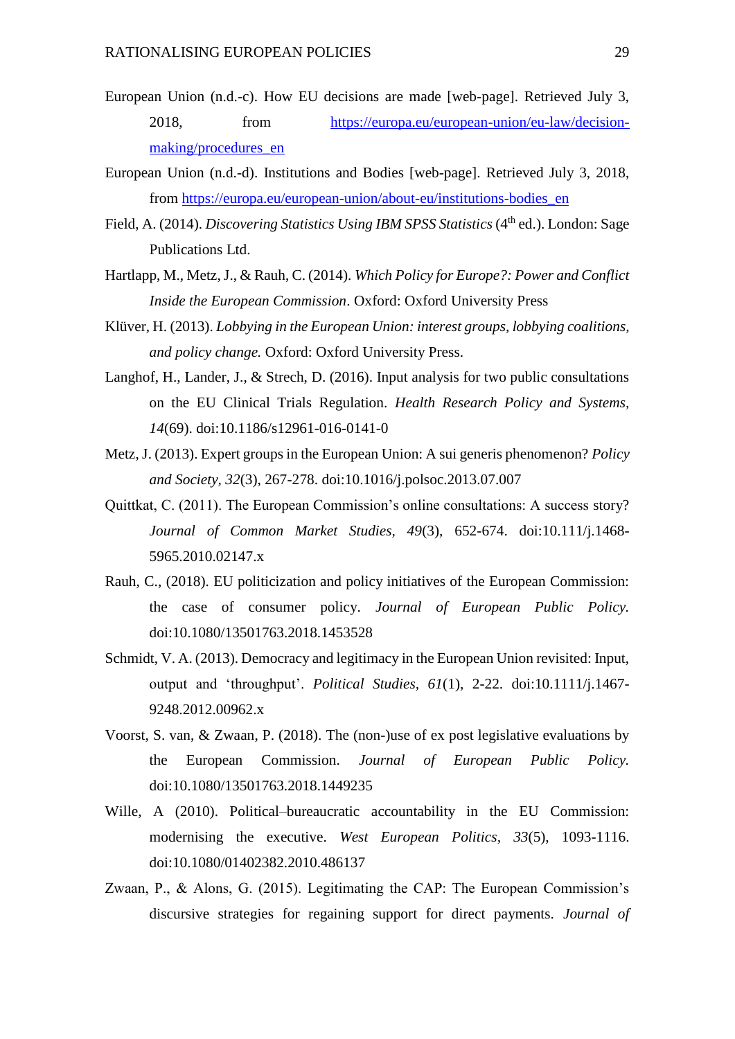European Union (n.d.-c). How EU decisions are made [web-page]. Retrieved July 3, 2018, from https://europa.eu/european-union/eu-law/decision-making/procedures_en

European Union (n.d.-d). Institutions and Bodies [web-page]. Retrieved July 3, 2018, from https://europa.eu/european-union/about-eu/institutions-bodies_en

Field, A. (2014). *Discovering Statistics Using IBM SPSS Statistics* (4th ed.). London: Sage Publications Ltd.

Hartlapp, M., Metz, J., & Rauh, C. (2014). *Which Policy for Europe?: Power and Conflict Inside the European Commission*. Oxford: Oxford University Press

Klüver, H. (2013). *Lobbying in the European Union: interest groups, lobbying coalitions, and policy change.* Oxford: Oxford University Press.

Langhof, H., Lander, J., & Strech, D. (2016). Input analysis for two public consultations on the EU Clinical Trials Regulation. *Health Research Policy and Systems, 14*(69). doi:10.1186/s12961-016-0141-0

Metz, J. (2013). Expert groups in the European Union: A sui generis phenomenon? *Policy and Society, 32*(3), 267-278. doi:10.1016/j.polsoc.2013.07.007

Quittkat, C. (2011). The European Commission's online consultations: A success story? *Journal of Common Market Studies, 49*(3), 652-674. doi:10.111/j.1468-5965.2010.02147.x

Rauh, C., (2018). EU politicization and policy initiatives of the European Commission: the case of consumer policy. *Journal of European Public Policy.* doi:10.1080/13501763.2018.1453528

Schmidt, V. A. (2013). Democracy and legitimacy in the European Union revisited: Input, output and 'throughput'. *Political Studies, 61*(1), 2-22. doi:10.1111/j.1467-9248.2012.00962.x

Voorst, S. van, & Zwaan, P. (2018). The (non-)use of ex post legislative evaluations by the European Commission. *Journal of European Public Policy.* doi:10.1080/13501763.2018.1449235

Wille, A (2010). Political–bureaucratic accountability in the EU Commission: modernising the executive. *West European Politics, 33*(5), 1093-1116. doi:10.1080/01402382.2010.486137

Zwaan, P., & Alons, G. (2015). Legitimating the CAP: The European Commission's discursive strategies for regaining support for direct payments. *Journal of*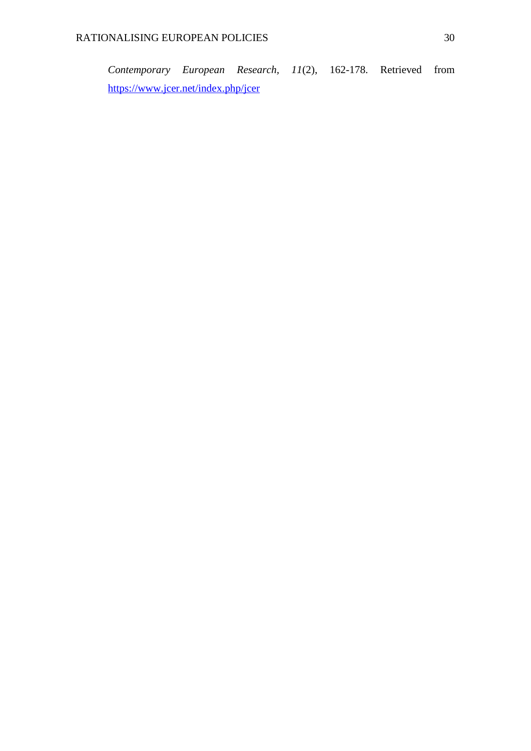*Contemporary European Research*, *11*(2), 162-178. Retrieved from https://www.jcer.net/index.php/jcer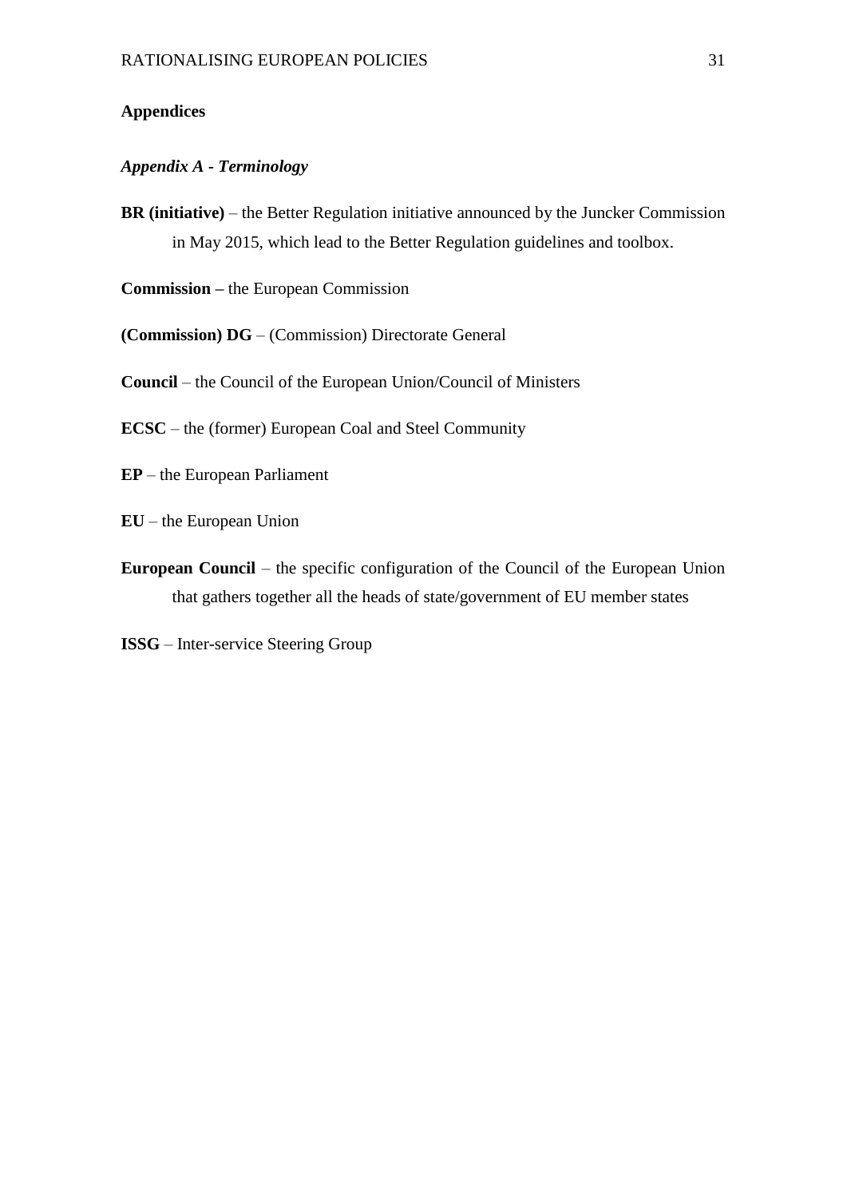## Appendices

### *Appendix A - Terminology*

**BR (initiative)** – the Better Regulation initiative announced by the Juncker Commission in May 2015, which lead to the Better Regulation guidelines and toolbox.

**Commission –** the European Commission

**(Commission) DG** – (Commission) Directorate General

**Council** – the Council of the European Union/Council of Ministers

**ECSC** – the (former) European Coal and Steel Community

**EP** – the European Parliament

**EU** – the European Union

**European Council** – the specific configuration of the Council of the European Union that gathers together all the heads of state/government of EU member states

**ISSG** – Inter-service Steering Group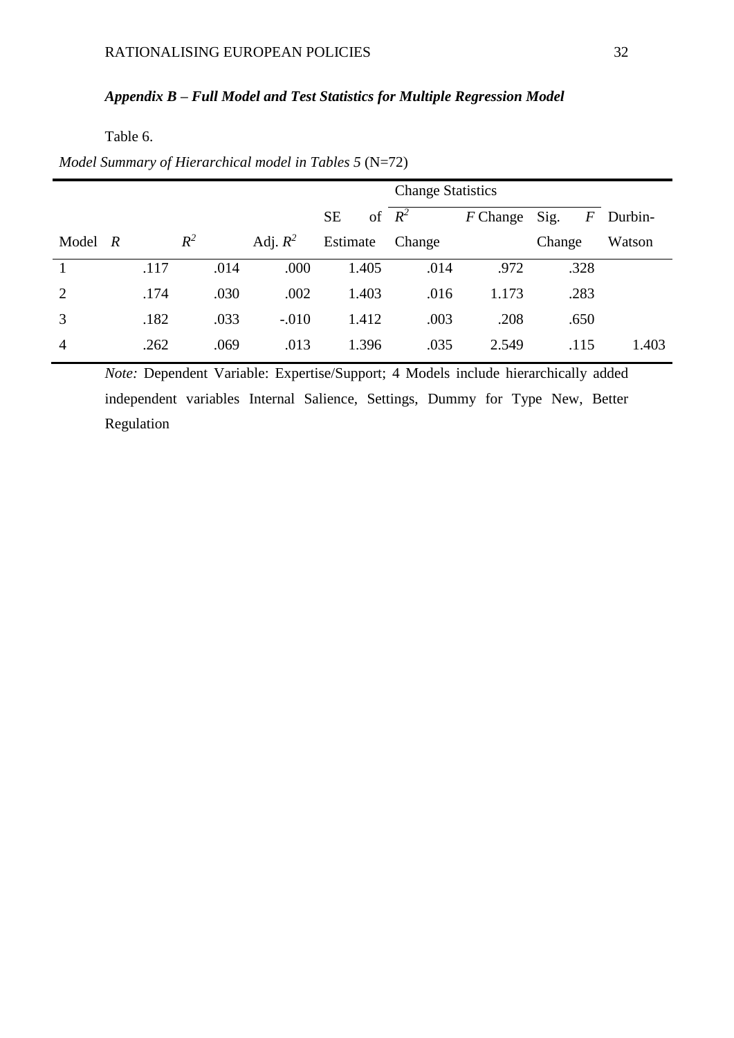### *Appendix B – Full Model and Test Statistics for Multiple Regression Model*

Table 6.

*Model Summary of Hierarchical model in Tables 5* (N=72)

| | | | | | Change Statistics | | | |
|---|---|---|---|---|---|---|---|---|
| Model | *R* | $R^2$ | Adj. $R^2$ | SE of Estimate | $R^2$ Change | *F* Change | Sig. *F* Change | Durbin-Watson |
| 1 | .117 | .014 | .000 | 1.405 | .014 | .972 | .328 | |
| 2 | .174 | .030 | .002 | 1.403 | .016 | 1.173 | .283 | |
| 3 | .182 | .033 | -.010 | 1.412 | .003 | .208 | .650 | |
| 4 | .262 | .069 | .013 | 1.396 | .035 | 2.549 | .115 | 1.403 |

*Note:* Dependent Variable: Expertise/Support; 4 Models include hierarchically added independent variables Internal Salience, Settings, Dummy for Type New, Better Regulation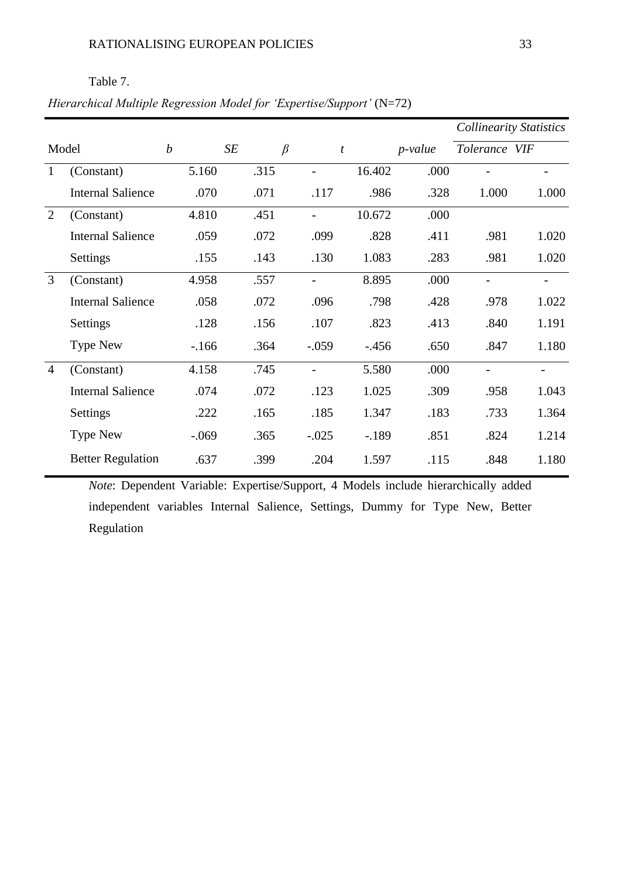Table 7.

*Hierarchical Multiple Regression Model for 'Expertise/Support'* (N=72)

| Model | | *b* | *SE* | *β* | *t* | *p-value* | *Collinearity Statistics* | |
|---|---|---|---|---|---|---|---|---|
| | | | | | | | *Tolerance* | *VIF* |
| 1 | (Constant) | 5.160 | .315 | - | 16.402 | .000 | - | - |
| | Internal Salience | .070 | .071 | .117 | .986 | .328 | 1.000 | 1.000 |
| 2 | (Constant) | 4.810 | .451 | - | 10.672 | .000 | | |
| | Internal Salience | .059 | .072 | .099 | .828 | .411 | .981 | 1.020 |
| | Settings | .155 | .143 | .130 | 1.083 | .283 | .981 | 1.020 |
| 3 | (Constant) | 4.958 | .557 | - | 8.895 | .000 | - | - |
| | Internal Salience | .058 | .072 | .096 | .798 | .428 | .978 | 1.022 |
| | Settings | .128 | .156 | .107 | .823 | .413 | .840 | 1.191 |
| | Type New | -.166 | .364 | -.059 | -.456 | .650 | .847 | 1.180 |
| 4 | (Constant) | 4.158 | .745 | - | 5.580 | .000 | - | - |
| | Internal Salience | .074 | .072 | .123 | 1.025 | .309 | .958 | 1.043 |
| | Settings | .222 | .165 | .185 | 1.347 | .183 | .733 | 1.364 |
| | Type New | -.069 | .365 | -.025 | -.189 | .851 | .824 | 1.214 |
| | Better Regulation | .637 | .399 | .204 | 1.597 | .115 | .848 | 1.180 |

*Note*: Dependent Variable: Expertise/Support, 4 Models include hierarchically added independent variables Internal Salience, Settings, Dummy for Type New, Better Regulation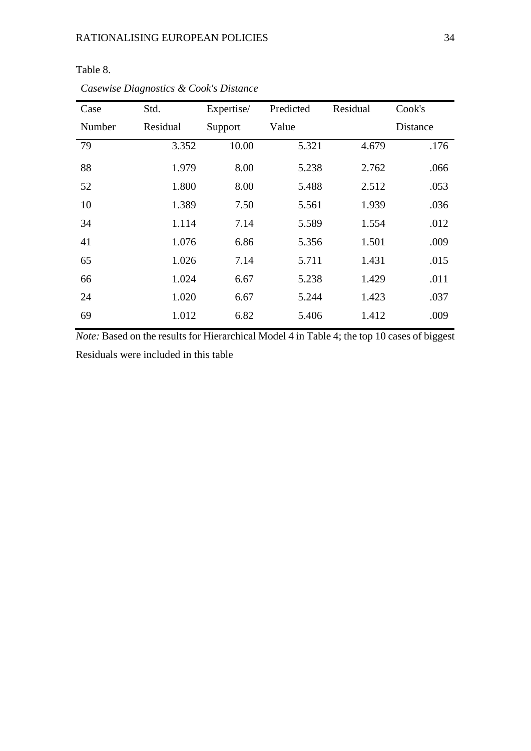Table 8.

*Casewise Diagnostics & Cook's Distance*

| Case Number | Std. Residual | Expertise/ Support | Predicted Value | Residual | Cook's Distance |
|---|---|---|---|---|---|
| 79 | 3.352 | 10.00 | 5.321 | 4.679 | .176 |
| 88 | 1.979 | 8.00 | 5.238 | 2.762 | .066 |
| 52 | 1.800 | 8.00 | 5.488 | 2.512 | .053 |
| 10 | 1.389 | 7.50 | 5.561 | 1.939 | .036 |
| 34 | 1.114 | 7.14 | 5.589 | 1.554 | .012 |
| 41 | 1.076 | 6.86 | 5.356 | 1.501 | .009 |
| 65 | 1.026 | 7.14 | 5.711 | 1.431 | .015 |
| 66 | 1.024 | 6.67 | 5.238 | 1.429 | .011 |
| 24 | 1.020 | 6.67 | 5.244 | 1.423 | .037 |
| 69 | 1.012 | 6.82 | 5.406 | 1.412 | .009 |

*Note:* Based on the results for Hierarchical Model 4 in Table 4; the top 10 cases of biggest Residuals were included in this table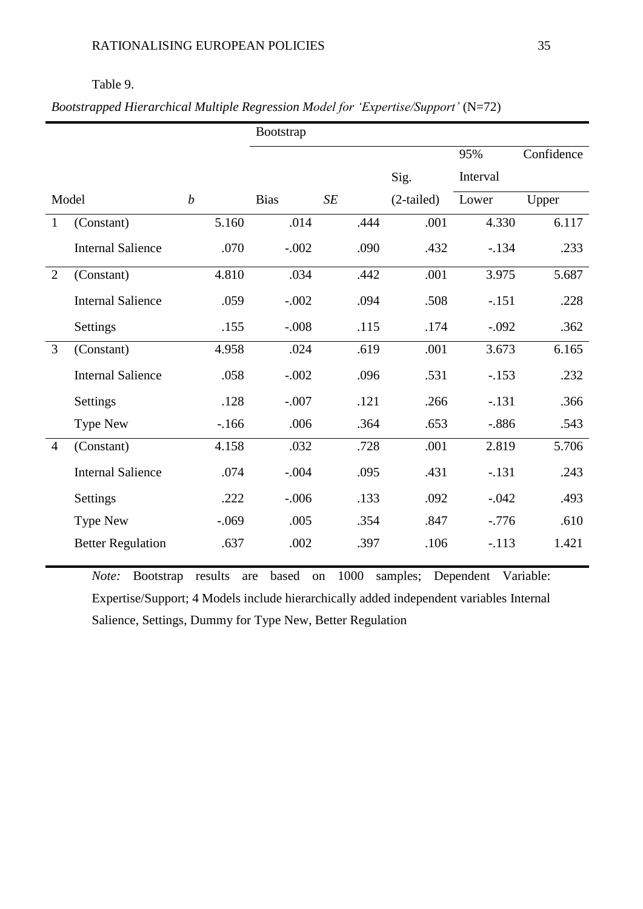Table 9.

*Bootstrapped Hierarchical Multiple Regression Model for ‘Expertise/Support’* (N=72)

| Model | | *b* | Bootstrap | | | | |
|---|---|---|---|---|---|---|---|
| | | | | | | 95% Confidence Interval | |
| | | | Bias | *SE* | Sig. (2-tailed) | Lower | Upper |
| 1 | (Constant) | 5.160 | .014 | .444 | .001 | 4.330 | 6.117 |
| | Internal Salience | .070 | -.002 | .090 | .432 | -.134 | .233 |
| 2 | (Constant) | 4.810 | .034 | .442 | .001 | 3.975 | 5.687 |
| | Internal Salience | .059 | -.002 | .094 | .508 | -.151 | .228 |
| | Settings | .155 | -.008 | .115 | .174 | -.092 | .362 |
| 3 | (Constant) | 4.958 | .024 | .619 | .001 | 3.673 | 6.165 |
| | Internal Salience | .058 | -.002 | .096 | .531 | -.153 | .232 |
| | Settings | .128 | -.007 | .121 | .266 | -.131 | .366 |
| | Type New | -.166 | .006 | .364 | .653 | -.886 | .543 |
| 4 | (Constant) | 4.158 | .032 | .728 | .001 | 2.819 | 5.706 |
| | Internal Salience | .074 | -.004 | .095 | .431 | -.131 | .243 |
| | Settings | .222 | -.006 | .133 | .092 | -.042 | .493 |
| | Type New | -.069 | .005 | .354 | .847 | -.776 | .610 |
| | Better Regulation | .637 | .002 | .397 | .106 | -.113 | 1.421 |

*Note:* Bootstrap results are based on 1000 samples; Dependent Variable: Expertise/Support; 4 Models include hierarchically added independent variables Internal Salience, Settings, Dummy for Type New, Better Regulation